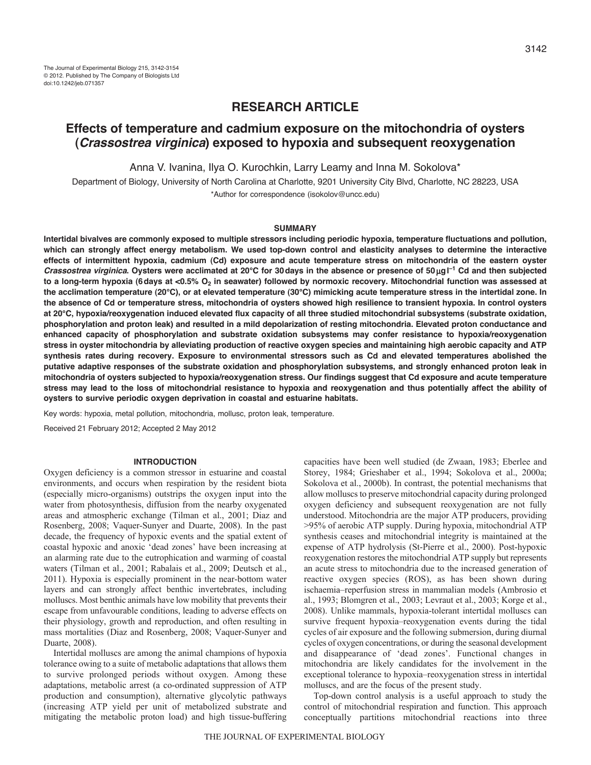The Journal of Experimental Biology 215, 3142-3154
© 2012. Published by The Company of Biologists Ltd
doi:10.1242/jeb.071357

RESEARCH ARTICLE

# Effects of temperature and cadmium exposure on the mitochondria of oysters (*Crassostrea virginica*) exposed to hypoxia and subsequent reoxygenation

Anna V. Ivanina, Ilya O. Kurochkin, Larry Leamy and Inna M. Sokolova*

Department of Biology, University of North Carolina at Charlotte, 9201 University City Blvd, Charlotte, NC 28223, USA

*Author for correspondence (isokolov@uncc.edu)

## SUMMARY

**Intertidal bivalves are commonly exposed to multiple stressors including periodic hypoxia, temperature fluctuations and pollution, which can strongly affect energy metabolism. We used top-down control and elasticity analyses to determine the interactive effects of intermittent hypoxia, cadmium (Cd) exposure and acute temperature stress on mitochondria of the eastern oyster *Crassostrea virginica*. Oysters were acclimated at 20°C for 30 days in the absence or presence of 50 $\mu g\,l^{-1}$ Cd and then subjected to a long-term hypoxia (6 days at <0.5% $O_2$ in seawater) followed by normoxic recovery. Mitochondrial function was assessed at the acclimation temperature (20°C), or at elevated temperature (30°C) mimicking acute temperature stress in the intertidal zone. In the absence of Cd or temperature stress, mitochondria of oysters showed high resilience to transient hypoxia. In control oysters at 20°C, hypoxia/reoxygenation induced elevated flux capacity of all three studied mitochondrial subsystems (substrate oxidation, phosphorylation and proton leak) and resulted in a mild depolarization of resting mitochondria. Elevated proton conductance and enhanced capacity of phosphorylation and substrate oxidation subsystems may confer resistance to hypoxia/reoxygenation stress in oyster mitochondria by alleviating production of reactive oxygen species and maintaining high aerobic capacity and ATP synthesis rates during recovery. Exposure to environmental stressors such as Cd and elevated temperatures abolished the putative adaptive responses of the substrate oxidation and phosphorylation subsystems, and strongly enhanced proton leak in mitochondria of oysters subjected to hypoxia/reoxygenation stress. Our findings suggest that Cd exposure and acute temperature stress may lead to the loss of mitochondrial resistance to hypoxia and reoxygenation and thus potentially affect the ability of oysters to survive periodic oxygen deprivation in coastal and estuarine habitats.**

Key words: hypoxia, metal pollution, mitochondria, mollusc, proton leak, temperature.

Received 21 February 2012; Accepted 2 May 2012

## INTRODUCTION

Oxygen deficiency is a common stressor in estuarine and coastal environments, and occurs when respiration by the resident biota (especially micro-organisms) outstrips the oxygen input into the water from photosynthesis, diffusion from the nearby oxygenated areas and atmospheric exchange (Tilman et al., 2001; Diaz and Rosenberg, 2008; Vaquer-Sunyer and Duarte, 2008). In the past decade, the frequency of hypoxic events and the spatial extent of coastal hypoxic and anoxic 'dead zones' have been increasing at an alarming rate due to the eutrophication and warming of coastal waters (Tilman et al., 2001; Rabalais et al., 2009; Deutsch et al., 2011). Hypoxia is especially prominent in the near-bottom water layers and can strongly affect benthic invertebrates, including molluscs. Most benthic animals have low mobility that prevents their escape from unfavourable conditions, leading to adverse effects on their physiology, growth and reproduction, and often resulting in mass mortalities (Diaz and Rosenberg, 2008; Vaquer-Sunyer and Duarte, 2008).

Intertidal molluscs are among the animal champions of hypoxia tolerance owing to a suite of metabolic adaptations that allows them to survive prolonged periods without oxygen. Among these adaptations, metabolic arrest (a co-ordinated suppression of ATP production and consumption), alternative glycolytic pathways (increasing ATP yield per unit of metabolized substrate and mitigating the metabolic proton load) and high tissue-buffering capacities have been well studied (de Zwaan, 1983; Eberlee and Storey, 1984; Grieshaber et al., 1994; Sokolova et al., 2000a; Sokolova et al., 2000b). In contrast, the potential mechanisms that allow molluscs to preserve mitochondrial capacity during prolonged oxygen deficiency and subsequent reoxygenation are not fully understood. Mitochondria are the major ATP producers, providing >95% of aerobic ATP supply. During hypoxia, mitochondrial ATP synthesis ceases and mitochondrial integrity is maintained at the expense of ATP hydrolysis (St-Pierre et al., 2000). Post-hypoxic reoxygenation restores the mitochondrial ATP supply but represents an acute stress to mitochondria due to the increased generation of reactive oxygen species (ROS), as has been shown during ischaemia–reperfusion stress in mammalian models (Ambrosio et al., 1993; Blomgren et al., 2003; Levraut et al., 2003; Korge et al., 2008). Unlike mammals, hypoxia-tolerant intertidal molluscs can survive frequent hypoxia–reoxygenation events during the tidal cycles of air exposure and the following submersion, during diurnal cycles of oxygen concentrations, or during the seasonal development and disappearance of 'dead zones'. Functional changes in mitochondria are likely candidates for the involvement in the exceptional tolerance to hypoxia–reoxygenation stress in intertidal molluscs, and are the focus of the present study.

Top-down control analysis is a useful approach to study the control of mitochondrial respiration and function. This approach conceptually partitions mitochondrial reactions into three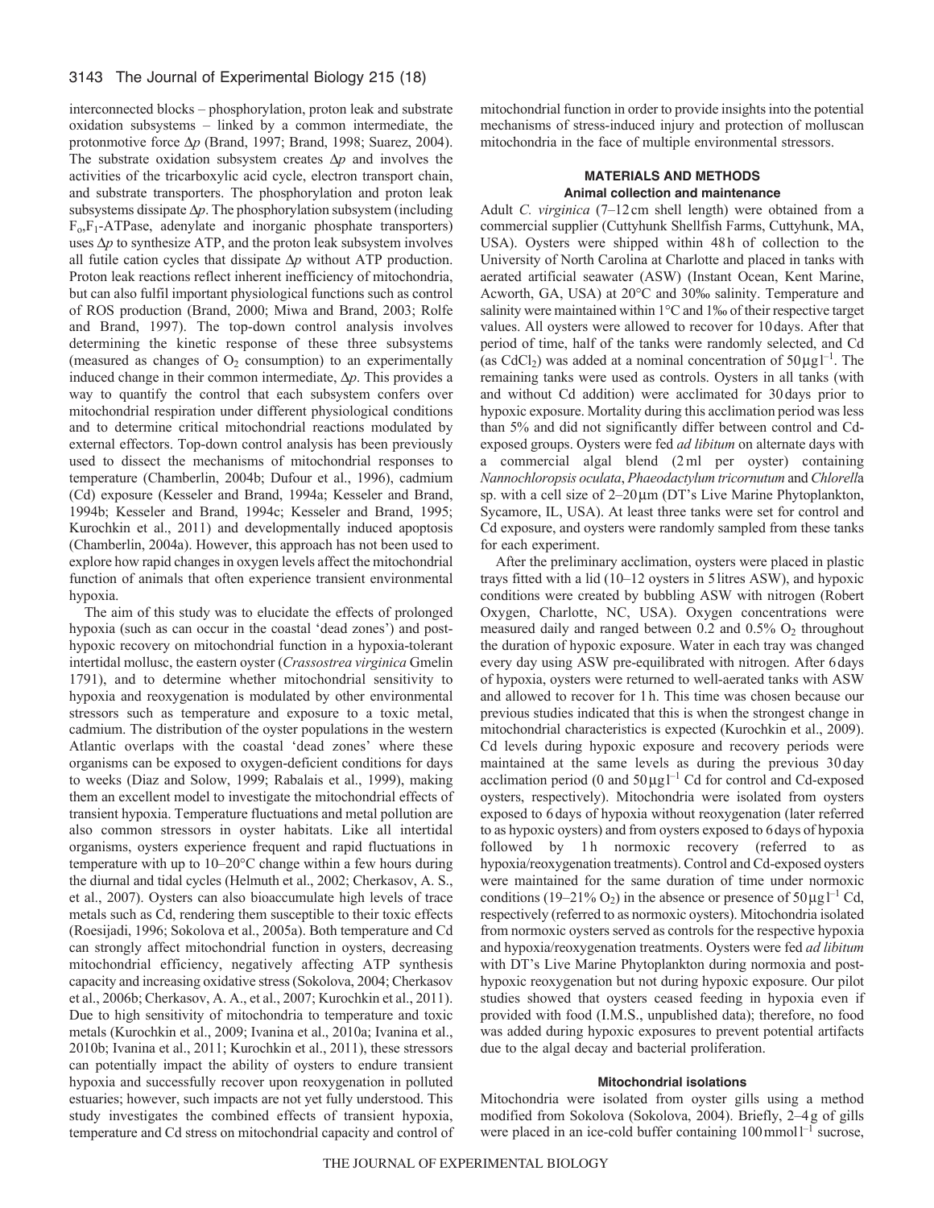interconnected blocks – phosphorylation, proton leak and substrate oxidation subsystems – linked by a common intermediate, the protonmotive force $\Delta p$ (Brand, 1997; Brand, 1998; Suarez, 2004). The substrate oxidation subsystem creates $\Delta p$ and involves the activities of the tricarboxylic acid cycle, electron transport chain, and substrate transporters. The phosphorylation and proton leak subsystems dissipate $\Delta p$. The phosphorylation subsystem (including $F_o$,$F_1$-ATPase, adenylate and inorganic phosphate transporters) uses $\Delta p$ to synthesize ATP, and the proton leak subsystem involves all futile cation cycles that dissipate $\Delta p$ without ATP production. Proton leak reactions reflect inherent inefficiency of mitochondria, but can also fulfil important physiological functions such as control of ROS production (Brand, 2000; Miwa and Brand, 2003; Rolfe and Brand, 1997). The top-down control analysis involves determining the kinetic response of these three subsystems (measured as changes of $O_2$ consumption) to an experimentally induced change in their common intermediate, $\Delta p$. This provides a way to quantify the control that each subsystem confers over mitochondrial respiration under different physiological conditions and to determine critical mitochondrial reactions modulated by external effectors. Top-down control analysis has been previously used to dissect the mechanisms of mitochondrial responses to temperature (Chamberlin, 2004b; Dufour et al., 1996), cadmium (Cd) exposure (Kesseler and Brand, 1994a; Kesseler and Brand, 1994b; Kesseler and Brand, 1994c; Kesseler and Brand, 1995; Kurochkin et al., 2011) and developmentally induced apoptosis (Chamberlin, 2004a). However, this approach has not been used to explore how rapid changes in oxygen levels affect the mitochondrial function of animals that often experience transient environmental hypoxia.

The aim of this study was to elucidate the effects of prolonged hypoxia (such as can occur in the coastal 'dead zones') and post-hypoxic recovery on mitochondrial function in a hypoxia-tolerant intertidal mollusc, the eastern oyster (*Crassostrea virginica* Gmelin 1791), and to determine whether mitochondrial sensitivity to hypoxia and reoxygenation is modulated by other environmental stressors such as temperature and exposure to a toxic metal, cadmium. The distribution of the oyster populations in the western Atlantic overlaps with the coastal 'dead zones' where these organisms can be exposed to oxygen-deficient conditions for days to weeks (Diaz and Solow, 1999; Rabalais et al., 1999), making them an excellent model to investigate the mitochondrial effects of transient hypoxia. Temperature fluctuations and metal pollution are also common stressors in oyster habitats. Like all intertidal organisms, oysters experience frequent and rapid fluctuations in temperature with up to 10–20°C change within a few hours during the diurnal and tidal cycles (Helmuth et al., 2002; Cherkasov, A. S., et al., 2007). Oysters can also bioaccumulate high levels of trace metals such as Cd, rendering them susceptible to their toxic effects (Roesijadi, 1996; Sokolova et al., 2005a). Both temperature and Cd can strongly affect mitochondrial function in oysters, decreasing mitochondrial efficiency, negatively affecting ATP synthesis capacity and increasing oxidative stress (Sokolova, 2004; Cherkasov et al., 2006b; Cherkasov, A. A., et al., 2007; Kurochkin et al., 2011). Due to high sensitivity of mitochondria to temperature and toxic metals (Kurochkin et al., 2009; Ivanina et al., 2010a; Ivanina et al., 2010b; Ivanina et al., 2011; Kurochkin et al., 2011), these stressors can potentially impact the ability of oysters to endure transient hypoxia and successfully recover upon reoxygenation in polluted estuaries; however, such impacts are not yet fully understood. This study investigates the combined effects of transient hypoxia, temperature and Cd stress on mitochondrial capacity and control of mitochondrial function in order to provide insights into the potential mechanisms of stress-induced injury and protection of molluscan mitochondria in the face of multiple environmental stressors.

## MATERIALS AND METHODS

### Animal collection and maintenance

Adult *C. virginica* (7–12 cm shell length) were obtained from a commercial supplier (Cuttyhunk Shellfish Farms, Cuttyhunk, MA, USA). Oysters were shipped within 48 h of collection to the University of North Carolina at Charlotte and placed in tanks with aerated artificial seawater (ASW) (Instant Ocean, Kent Marine, Acworth, GA, USA) at 20°C and 30‰ salinity. Temperature and salinity were maintained within 1°C and 1‰ of their respective target values. All oysters were allowed to recover for 10 days. After that period of time, half of the tanks were randomly selected, and Cd (as $CdCl_2$) was added at a nominal concentration of 50 μg $l^{-1}$. The remaining tanks were used as controls. Oysters in all tanks (with and without Cd addition) were acclimated for 30 days prior to hypoxic exposure. Mortality during this acclimation period was less than 5% and did not significantly differ between control and Cd-exposed groups. Oysters were fed *ad libitum* on alternate days with a commercial algal blend (2 ml per oyster) containing *Nannochloropsis oculata*, *Phaeodactylum tricornutum* and *Chlorell*a sp. with a cell size of 2–20 μm (DT's Live Marine Phytoplankton, Sycamore, IL, USA). At least three tanks were set for control and Cd exposure, and oysters were randomly sampled from these tanks for each experiment.

After the preliminary acclimation, oysters were placed in plastic trays fitted with a lid (10–12 oysters in 5 litres ASW), and hypoxic conditions were created by bubbling ASW with nitrogen (Robert Oxygen, Charlotte, NC, USA). Oxygen concentrations were measured daily and ranged between 0.2 and 0.5% $O_2$ throughout the duration of hypoxic exposure. Water in each tray was changed every day using ASW pre-equilibrated with nitrogen. After 6 days of hypoxia, oysters were returned to well-aerated tanks with ASW and allowed to recover for 1 h. This time was chosen because our previous studies indicated that this is when the strongest change in mitochondrial characteristics is expected (Kurochkin et al., 2009). Cd levels during hypoxic exposure and recovery periods were maintained at the same levels as during the previous 30 day acclimation period (0 and 50 μg $l^{-1}$ Cd for control and Cd-exposed oysters, respectively). Mitochondria were isolated from oysters exposed to 6 days of hypoxia without reoxygenation (later referred to as hypoxic oysters) and from oysters exposed to 6 days of hypoxia followed by 1 h normoxic recovery (referred to as hypoxia/reoxygenation treatments). Control and Cd-exposed oysters were maintained for the same duration of time under normoxic conditions (19–21% $O_2$) in the absence or presence of 50 μg $l^{-1}$ Cd, respectively (referred to as normoxic oysters). Mitochondria isolated from normoxic oysters served as controls for the respective hypoxia and hypoxia/reoxygenation treatments. Oysters were fed *ad libitum* with DT's Live Marine Phytoplankton during normoxia and post-hypoxic reoxygenation but not during hypoxic exposure. Our pilot studies showed that oysters ceased feeding in hypoxia even if provided with food (I.M.S., unpublished data); therefore, no food was added during hypoxic exposures to prevent potential artifacts due to the algal decay and bacterial proliferation.

### Mitochondrial isolations

Mitochondria were isolated from oyster gills using a method modified from Sokolova (Sokolova, 2004). Briefly, 2–4 g of gills were placed in an ice-cold buffer containing 100 mmol $l^{-1}$ sucrose,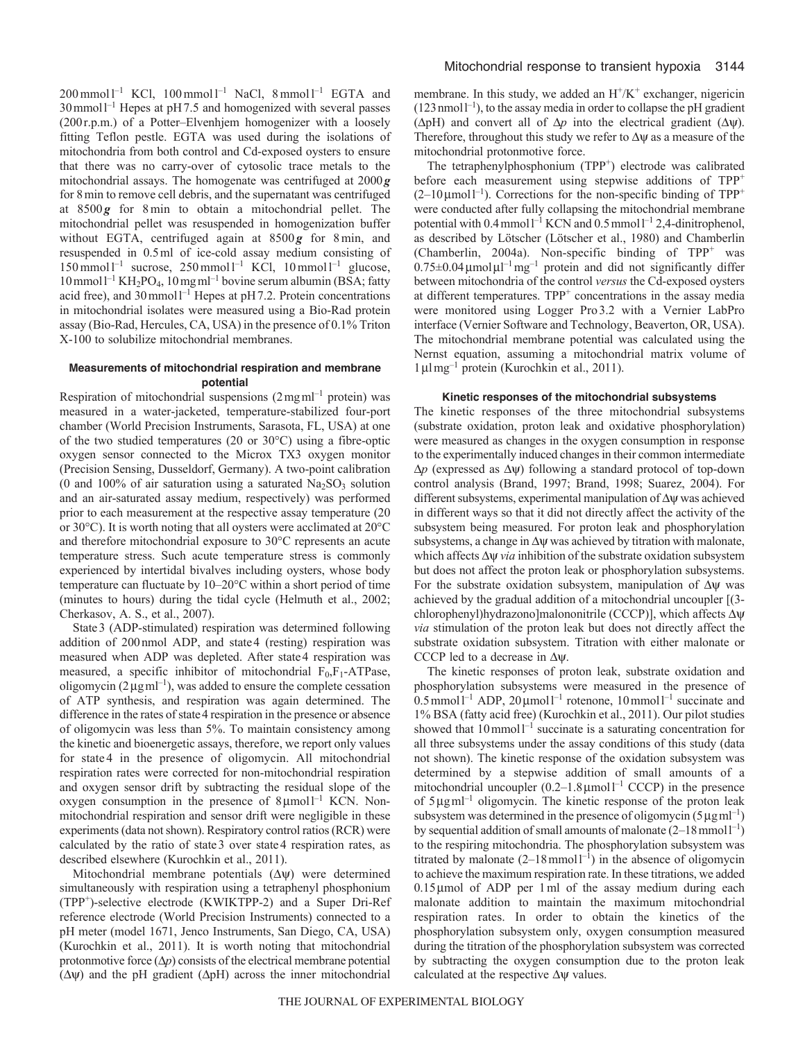200 mmol $l^{-1}$ KCl, 100 mmol $l^{-1}$ NaCl, 8 mmol $l^{-1}$ EGTA and 30 mmol $l^{-1}$ Hepes at pH 7.5 and homogenized with several passes (200 r.p.m.) of a Potter–Elvenhjem homogenizer with a loosely fitting Teflon pestle. EGTA was used during the isolations of mitochondria from both control and Cd-exposed oysters to ensure that there was no carry-over of cytosolic trace metals to the mitochondrial assays. The homogenate was centrifuged at 2000 ***g*** for 8 min to remove cell debris, and the supernatant was centrifuged at 8500 ***g*** for 8 min to obtain a mitochondrial pellet. The mitochondrial pellet was resuspended in homogenization buffer without EGTA, centrifuged again at 8500 ***g*** for 8 min, and resuspended in 0.5 ml of ice-cold assay medium consisting of 150 mmol $l^{-1}$ sucrose, 250 mmol $l^{-1}$ KCl, 10 mmol $l^{-1}$ glucose, 10 mmol $l^{-1}$ $KH_2PO_4$, 10 mg $ml^{-1}$ bovine serum albumin (BSA; fatty acid free), and 30 mmol $l^{-1}$ Hepes at pH 7.2. Protein concentrations in mitochondrial isolates were measured using a Bio-Rad protein assay (Bio-Rad, Hercules, CA, USA) in the presence of 0.1% Triton X-100 to solubilize mitochondrial membranes.

### Measurements of mitochondrial respiration and membrane potential

Respiration of mitochondrial suspensions (2 mg $ml^{-1}$ protein) was measured in a water-jacketed, temperature-stabilized four-port chamber (World Precision Instruments, Sarasota, FL, USA) at one of the two studied temperatures (20 or 30°C) using a fibre-optic oxygen sensor connected to the Microx TX3 oxygen monitor (Precision Sensing, Dusseldorf, Germany). A two-point calibration (0 and 100% of air saturation using a saturated $Na_2SO_3$ solution and an air-saturated assay medium, respectively) was performed prior to each measurement at the respective assay temperature (20 or 30°C). It is worth noting that all oysters were acclimated at 20°C and therefore mitochondrial exposure to 30°C represents an acute temperature stress. Such acute temperature stress is commonly experienced by intertidal bivalves including oysters, whose body temperature can fluctuate by 10–20°C within a short period of time (minutes to hours) during the tidal cycle (Helmuth et al., 2002; Cherkasov, A. S., et al., 2007).

State 3 (ADP-stimulated) respiration was determined following addition of 200 nmol ADP, and state 4 (resting) respiration was measured when ADP was depleted. After state 4 respiration was measured, a specific inhibitor of mitochondrial $F_0$,$F_1$-ATPase, oligomycin (2 μg $ml^{-1}$), was added to ensure the complete cessation of ATP synthesis, and respiration was again determined. The difference in the rates of state 4 respiration in the presence or absence of oligomycin was less than 5%. To maintain consistency among the kinetic and bioenergetic assays, therefore, we report only values for state 4 in the presence of oligomycin. All mitochondrial respiration rates were corrected for non-mitochondrial respiration and oxygen sensor drift by subtracting the residual slope of the oxygen consumption in the presence of 8 μmol $l^{-1}$ KCN. Non-mitochondrial respiration and sensor drift were negligible in these experiments (data not shown). Respiratory control ratios (RCR) were calculated by the ratio of state 3 over state 4 respiration rates, as described elsewhere (Kurochkin et al., 2011).

Mitochondrial membrane potentials (Δψ) were determined simultaneously with respiration using a tetraphenyl phosphonium ($TPP^+$)-selective electrode (KWIKTPP-2) and a Super Dri-Ref reference electrode (World Precision Instruments) connected to a pH meter (model 1671, Jenco Instruments, San Diego, CA, USA) (Kurochkin et al., 2011). It is worth noting that mitochondrial protonmotive force (Δ*p*) consists of the electrical membrane potential (Δψ) and the pH gradient (ΔpH) across the inner mitochondrial membrane. In this study, we added an $H^+/K^+$ exchanger, nigericin (123 nmol $l^{-1}$), to the assay media in order to collapse the pH gradient (ΔpH) and convert all of Δ*p* into the electrical gradient (Δψ). Therefore, throughout this study we refer to Δψ as a measure of the mitochondrial protonmotive force.

The tetraphenylphosphonium ($TPP^+$) electrode was calibrated before each measurement using stepwise additions of $TPP^+$ (2–10 μmol $l^{-1}$). Corrections for the non-specific binding of $TPP^+$ were conducted after fully collapsing the mitochondrial membrane potential with 0.4 mmol $l^{-1}$ KCN and 0.5 mmol $l^{-1}$ 2,4-dinitrophenol, as described by Lötscher (Lötscher et al., 1980) and Chamberlin (Chamberlin, 2004a). Non-specific binding of $TPP^+$ was 0.75±0.04 μmol μ$l^{-1}$ $mg^{-1}$ protein and did not significantly differ between mitochondria of the control *versus* the Cd-exposed oysters at different temperatures. $TPP^+$ concentrations in the assay media were monitored using Logger Pro 3.2 with a Vernier LabPro interface (Vernier Software and Technology, Beaverton, OR, USA). The mitochondrial membrane potential was calculated using the Nernst equation, assuming a mitochondrial matrix volume of 1 μl $mg^{-1}$ protein (Kurochkin et al., 2011).

### Kinetic responses of the mitochondrial subsystems

The kinetic responses of the three mitochondrial subsystems (substrate oxidation, proton leak and oxidative phosphorylation) were measured as changes in the oxygen consumption in response to the experimentally induced changes in their common intermediate Δ*p* (expressed as Δψ) following a standard protocol of top-down control analysis (Brand, 1997; Brand, 1998; Suarez, 2004). For different subsystems, experimental manipulation of Δψ was achieved in different ways so that it did not directly affect the activity of the subsystem being measured. For proton leak and phosphorylation subsystems, a change in Δψ was achieved by titration with malonate, which affects Δψ *via* inhibition of the substrate oxidation subsystem but does not affect the proton leak or phosphorylation subsystems. For the substrate oxidation subsystem, manipulation of Δψ was achieved by the gradual addition of a mitochondrial uncoupler [(3-chlorophenyl)hydrazono]malononitrile (CCCP)], which affects Δψ *via* stimulation of the proton leak but does not directly affect the substrate oxidation subsystem. Titration with either malonate or CCCP led to a decrease in Δψ.

The kinetic responses of proton leak, substrate oxidation and phosphorylation subsystems were measured in the presence of 0.5 mmol $l^{-1}$ ADP, 20 μmol $l^{-1}$ rotenone, 10 mmol $l^{-1}$ succinate and 1% BSA (fatty acid free) (Kurochkin et al., 2011). Our pilot studies showed that 10 mmol $l^{-1}$ succinate is a saturating concentration for all three subsystems under the assay conditions of this study (data not shown). The kinetic response of the oxidation subsystem was determined by a stepwise addition of small amounts of a mitochondrial uncoupler (0.2–1.8 μmol $l^{-1}$ CCCP) in the presence of 5 μg $ml^{-1}$ oligomycin. The kinetic response of the proton leak subsystem was determined in the presence of oligomycin (5 μg $ml^{-1}$) by sequential addition of small amounts of malonate (2–18 mmol $l^{-1}$) to the respiring mitochondria. The phosphorylation subsystem was titrated by malonate (2–18 mmol $l^{-1}$) in the absence of oligomycin to achieve the maximum respiration rate. In these titrations, we added 0.15 μmol of ADP per 1 ml of the assay medium during each malonate addition to maintain the maximum mitochondrial respiration rates. In order to obtain the kinetics of the phosphorylation subsystem only, oxygen consumption measured during the titration of the phosphorylation subsystem was corrected by subtracting the oxygen consumption due to the proton leak calculated at the respective Δψ values.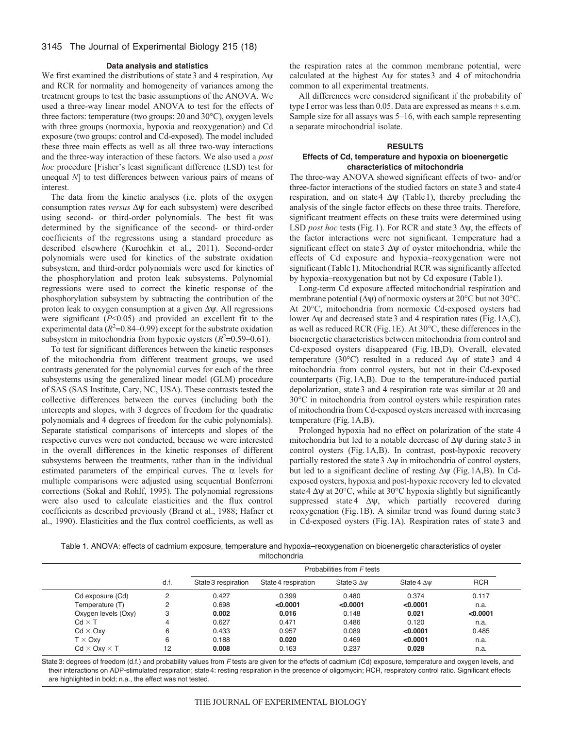### Data analysis and statistics

We first examined the distributions of state 3 and 4 respiration, $\Delta\psi$ and RCR for normality and homogeneity of variances among the treatment groups to test the basic assumptions of the ANOVA. We used a three-way linear model ANOVA to test for the effects of three factors: temperature (two groups: 20 and 30°C), oxygen levels with three groups (normoxia, hypoxia and reoxygenation) and Cd exposure (two groups: control and Cd-exposed). The model included these three main effects as well as all three two-way interactions and the three-way interaction of these factors. We also used a *post hoc* procedure [Fisher's least significant difference (LSD) test for unequal *N*] to test differences between various pairs of means of interest.

The data from the kinetic analyses (i.e. plots of the oxygen consumption rates *versus* $\Delta\psi$ for each subsystem) were described using second- or third-order polynomials. The best fit was determined by the significance of the second- or third-order coefficients of the regressions using a standard procedure as described elsewhere (Kurochkin et al., 2011). Second-order polynomials were used for kinetics of the substrate oxidation subsystem, and third-order polynomials were used for kinetics of the phosphorylation and proton leak subsystems. Polynomial regressions were used to correct the kinetic response of the phosphorylation subsystem by subtracting the contribution of the proton leak to oxygen consumption at a given $\Delta\psi$. All regressions were significant ($P<0.05$) and provided an excellent fit to the experimental data ($R^2$=0.84–0.99) except for the substrate oxidation subsystem in mitochondria from hypoxic oysters ($R^2$=0.59–0.61).

To test for significant differences between the kinetic responses of the mitochondria from different treatment groups, we used contrasts generated for the polynomial curves for each of the three subsystems using the generalized linear model (GLM) procedure of SAS (SAS Institute, Cary, NC, USA). These contrasts tested the collective differences between the curves (including both the intercepts and slopes, with 3 degrees of freedom for the quadratic polynomials and 4 degrees of freedom for the cubic polynomials). Separate statistical comparisons of intercepts and slopes of the respective curves were not conducted, because we were interested in the overall differences in the kinetic responses of different subsystems between the treatments, rather than in the individual estimated parameters of the empirical curves. The $\alpha$ levels for multiple comparisons were adjusted using sequential Bonferroni corrections (Sokal and Rohlf, 1995). The polynomial regressions were also used to calculate elasticities and the flux control coefficients as described previously (Brand et al., 1988; Hafner et al., 1990). Elasticities and the flux control coefficients, as well as the respiration rates at the common membrane potential, were calculated at the highest $\Delta\psi$ for states 3 and 4 of mitochondria common to all experimental treatments.

All differences were considered significant if the probability of type I error was less than 0.05. Data are expressed as means ± s.e.m. Sample size for all assays was 5–16, with each sample representing a separate mitochondrial isolate.

## RESULTS

### Effects of Cd, temperature and hypoxia on bioenergetic characteristics of mitochondria

The three-way ANOVA showed significant effects of two- and/or three-factor interactions of the studied factors on state 3 and state 4 respiration, and on state 4 $\Delta\psi$ (Table 1), thereby precluding the analysis of the single factor effects on these three traits. Therefore, significant treatment effects on these traits were determined using LSD *post hoc* tests (Fig. 1). For RCR and state 3 $\Delta\psi$, the effects of the factor interactions were not significant. Temperature had a significant effect on state 3 $\Delta\psi$ of oyster mitochondria, while the effects of Cd exposure and hypoxia–reoxygenation were not significant (Table 1). Mitochondrial RCR was significantly affected by hypoxia–reoxygenation but not by Cd exposure (Table 1).

Long-term Cd exposure affected mitochondrial respiration and membrane potential ($\Delta\psi$) of normoxic oysters at 20°C but not 30°C. At 20°C, mitochondria from normoxic Cd-exposed oysters had lower $\Delta\psi$ and decreased state 3 and 4 respiration rates (Fig. 1A,C), as well as reduced RCR (Fig. 1E). At 30°C, these differences in the bioenergetic characteristics between mitochondria from control and Cd-exposed oysters disappeared (Fig. 1B,D). Overall, elevated temperature (30°C) resulted in a reduced $\Delta\psi$ of state 3 and 4 mitochondria from control oysters, but not in their Cd-exposed counterparts (Fig. 1A,B). Due to the temperature-induced partial depolarization, state 3 and 4 respiration rate was similar at 20 and 30°C in mitochondria from control oysters while respiration rates of mitochondria from Cd-exposed oysters increased with increasing temperature (Fig. 1A,B).

Prolonged hypoxia had no effect on polarization of the state 4 mitochondria but led to a notable decrease of $\Delta\psi$ during state 3 in control oysters (Fig. 1A,B). In contrast, post-hypoxic recovery partially restored the state 3 $\Delta\psi$ in mitochondria of control oysters, but led to a significant decline of resting $\Delta\psi$ (Fig. 1A,B). In Cd-exposed oysters, hypoxia and post-hypoxic recovery led to elevated state 4 $\Delta\psi$ at 20°C, while at 30°C hypoxia slightly but significantly suppressed state 4 $\Delta\psi$, which partially recovered during reoxygenation (Fig. 1B). A similar trend was found during state 3 in Cd-exposed oysters (Fig. 1A). Respiration rates of state 3 and

Table 1. ANOVA: effects of cadmium exposure, temperature and hypoxia–reoxygenation on bioenergetic characteristics of oyster mitochondria

| | d.f. | Probabilities from *F* tests | | | | |
|---|---|---|---|---|---|---|
| | | State 3 respiration | State 4 respiration | State 3 $\Delta\psi$ | State 4 $\Delta\psi$ | RCR |
| Cd exposure (Cd) | 2 | 0.427 | 0.399 | 0.480 | 0.374 | 0.117 |
| Temperature (T) | 2 | 0.698 | **<0.0001** | **<0.0001** | **<0.0001** | n.a. |
| Oxygen levels (Oxy) | 3 | **0.002** | **0.016** | 0.148 | **0.021** | **<0.0001** |
| Cd × T | 4 | 0.627 | 0.471 | 0.486 | 0.120 | n.a. |
| Cd × Oxy | 6 | 0.433 | 0.957 | 0.089 | **<0.0001** | 0.485 |
| T × Oxy | 6 | 0.188 | **0.020** | 0.469 | **<0.0001** | n.a. |
| Cd × Oxy × T | 12 | **0.008** | 0.163 | 0.237 | **0.028** | n.a. |

State 3: degrees of freedom (d.f.) and probability values from *F* tests are given for the effects of cadmium (Cd) exposure, temperature and oxygen levels, and their interactions on ADP-stimulated respiration; state 4: resting respiration in the presence of oligomycin; RCR, respiratory control ratio. Significant effects are highlighted in bold; n.a., the effect was not tested.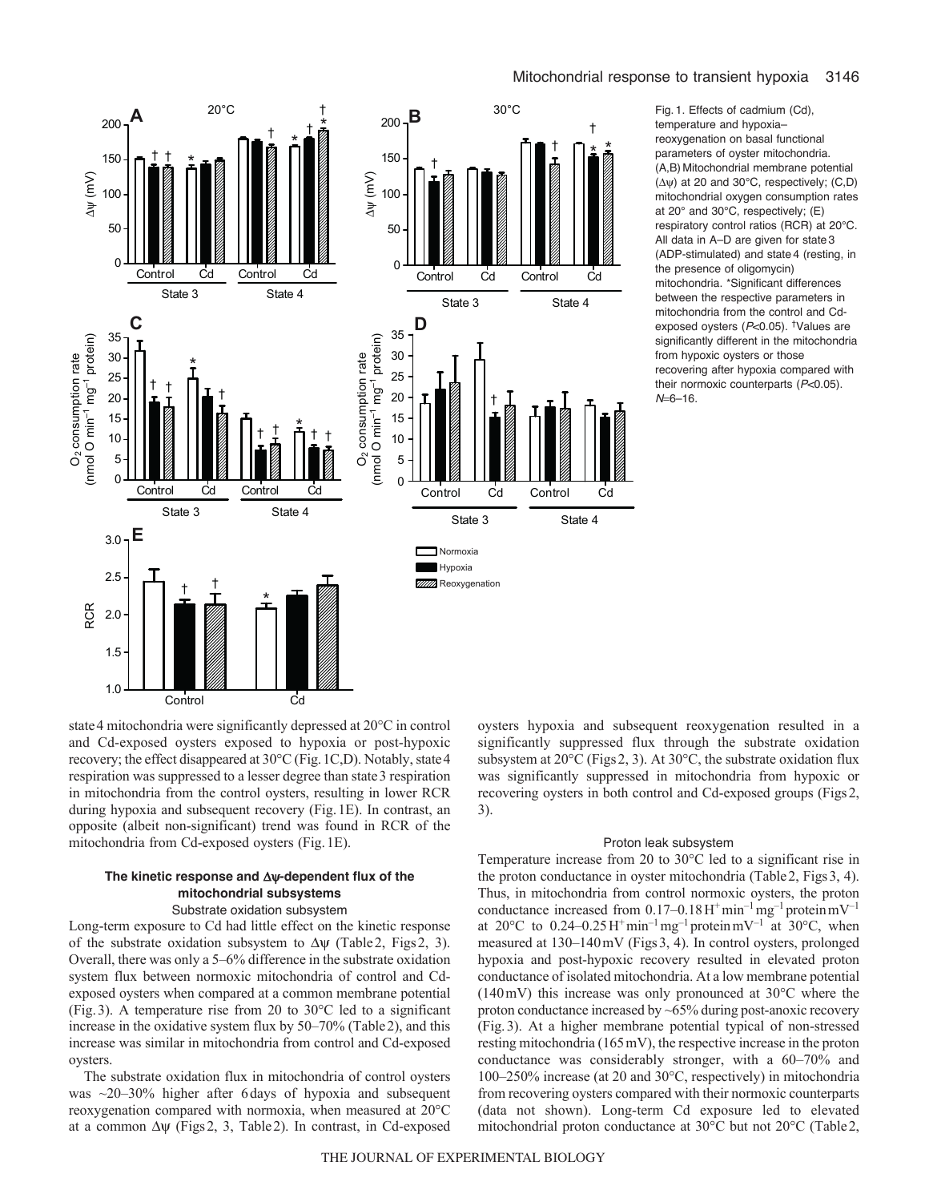Fig. 1. Effects of cadmium (Cd), temperature and hypoxia–reoxygenation on basal functional parameters of oyster mitochondria. (A,B) Mitochondrial membrane potential ($\Delta\psi$) at 20 and 30°C, respectively; (C,D) mitochondrial oxygen consumption rates at 20° and 30°C, respectively; (E) respiratory control ratios (RCR) at 20°C. All data in A–D are given for state 3 (ADP-stimulated) and state 4 (resting, in the presence of oligomycin) mitochondria. *Significant differences between the respective parameters in mitochondria from the control and Cd-exposed oysters ($P$<0.05). †Values are significantly different in the mitochondria from hypoxic oysters or those recovering after hypoxia compared with their normoxic counterparts ($P$<0.05). $N$=6–16.

state 4 mitochondria were significantly depressed at 20°C in control and Cd-exposed oysters exposed to hypoxia or post-hypoxic recovery; the effect disappeared at 30°C (Fig. 1C,D). Notably, state 4 respiration was suppressed to a lesser degree than state 3 respiration in mitochondria from the control oysters, resulting in lower RCR during hypoxia and subsequent recovery (Fig. 1E). In contrast, an opposite (albeit non-significant) trend was found in RCR of the mitochondria from Cd-exposed oysters (Fig. 1E).

### The kinetic response and $\Delta\psi$-dependent flux of the mitochondrial subsystems

#### Substrate oxidation subsystem

Long-term exposure to Cd had little effect on the kinetic response of the substrate oxidation subsystem to $\Delta\psi$ (Table 2, Figs 2, 3). Overall, there was only a 5–6% difference in the substrate oxidation system flux between normoxic mitochondria of control and Cd-exposed oysters when compared at a common membrane potential (Fig. 3). A temperature rise from 20 to 30°C led to a significant increase in the oxidative system flux by 50–70% (Table 2), and this increase was similar in mitochondria from control and Cd-exposed oysters.

The substrate oxidation flux in mitochondria of control oysters was ~20–30% higher after 6 days of hypoxia and subsequent reoxygenation compared with normoxia, when measured at 20°C at a common $\Delta\psi$ (Figs 2, 3, Table 2). In contrast, in Cd-exposed oysters hypoxia and subsequent reoxygenation resulted in a significantly suppressed flux through the substrate oxidation subsystem at 20°C (Figs 2, 3). At 30°C, the substrate oxidation flux was significantly suppressed in mitochondria from hypoxic or recovering oysters in both control and Cd-exposed groups (Figs 2, 3).

#### Proton leak subsystem

Temperature increase from 20 to 30°C led to a significant rise in the proton conductance in oyster mitochondria (Table 2, Figs 3, 4). Thus, in mitochondria from control normoxic oysters, the proton conductance increased from 0.17–0.18 $H^+$ $min^{-1}$ $mg^{-1}$ protein $mV^{-1}$ at 20°C to 0.24–0.25 $H^+$ $min^{-1}$ $mg^{-1}$ protein $mV^{-1}$ at 30°C, when measured at 130–140 mV (Figs 3, 4). In control oysters, prolonged hypoxia and post-hypoxic recovery resulted in elevated proton conductance of isolated mitochondria. At a low membrane potential (140 mV) this increase was only pronounced at 30°C where the proton conductance increased by ~65% during post-anoxic recovery (Fig. 3). At a higher membrane potential typical of non-stressed resting mitochondria (165 mV), the respective increase in the proton conductance was considerably stronger, with a 60–70% and 100–250% increase (at 20 and 30°C, respectively) in mitochondria from recovering oysters compared with their normoxic counterparts (data not shown). Long-term Cd exposure led to elevated mitochondrial proton conductance at 30°C but not 20°C (Table 2,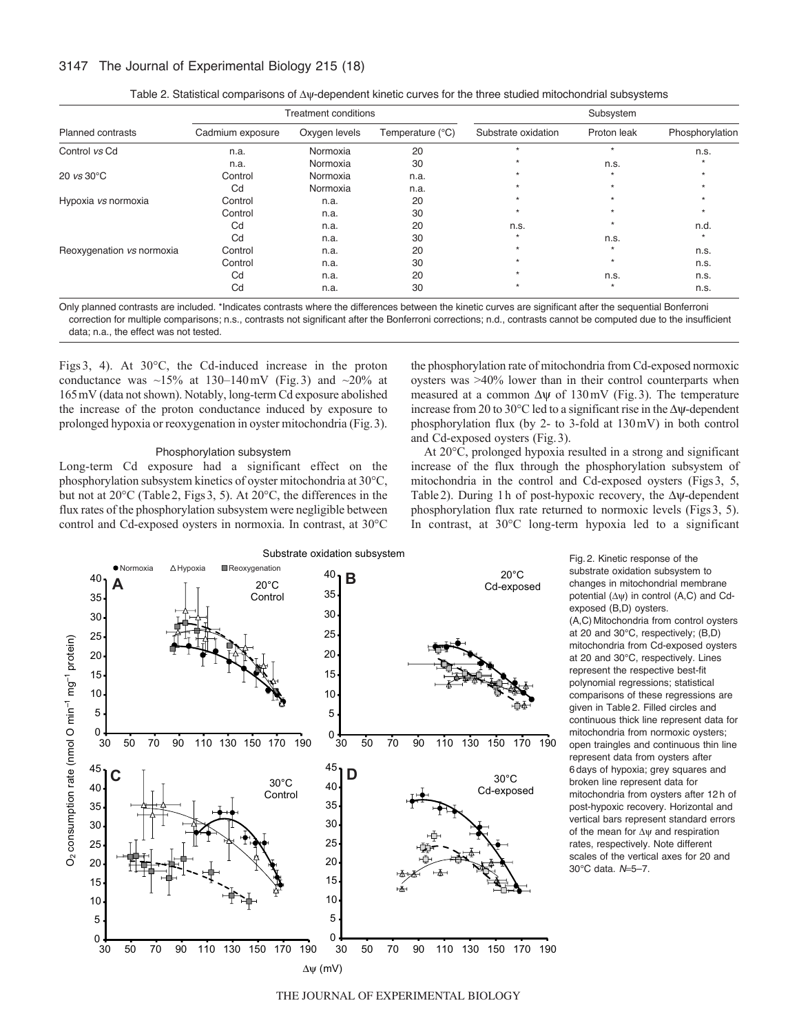Table 2. Statistical comparisons of Δψ-dependent kinetic curves for the three studied mitochondrial subsystems

| Planned contrasts | Treatment conditions | | | Subsystem | | |
|---|---|---|---|---|---|---|
| | Cadmium exposure | Oxygen levels | Temperature (°C) | Substrate oxidation | Proton leak | Phosphorylation |
| Control *vs* Cd | n.a. | Normoxia | 20 | * | * | n.s. |
| | n.a. | Normoxia | 30 | * | n.s. | * |
| 20 *vs* 30°C | Control | Normoxia | n.a. | * | * | * |
| | Cd | Normoxia | n.a. | * | * | * |
| Hypoxia *vs* normoxia | Control | n.a. | 20 | * | * | * |
| | Control | n.a. | 30 | * | * | * |
| | Cd | n.a. | 20 | n.s. | * | n.d. |
| | Cd | n.a. | 30 | * | n.s. | * |
| Reoxygenation *vs* normoxia | Control | n.a. | 20 | * | * | n.s. |
| | Control | n.a. | 30 | * | * | n.s. |
| | Cd | n.a. | 20 | * | n.s. | n.s. |
| | Cd | n.a. | 30 | * | * | n.s. |

Only planned contrasts are included. *Indicates contrasts where the differences between the kinetic curves are significant after the sequential Bonferroni correction for multiple comparisons; n.s., contrasts not significant after the Bonferroni corrections; n.d., contrasts cannot be computed due to the insufficient data; n.a., the effect was not tested.

Figs 3, 4). At 30°C, the Cd-induced increase in the proton conductance was ~15% at 130–140 mV (Fig. 3) and ~20% at 165 mV (data not shown). Notably, long-term Cd exposure abolished the increase of the proton conductance induced by exposure to prolonged hypoxia or reoxygenation in oyster mitochondria (Fig. 3).

### Phosphorylation subsystem

Long-term Cd exposure had a significant effect on the phosphorylation subsystem kinetics of oyster mitochondria at 30°C, but not at 20°C (Table 2, Figs 3, 5). At 20°C, the differences in the flux rates of the phosphorylation subsystem were negligible between control and Cd-exposed oysters in normoxia. In contrast, at 30°C the phosphorylation rate of mitochondria from Cd-exposed normoxic oysters was >40% lower than in their control counterparts when measured at a common Δψ of 130 mV (Fig. 3). The temperature increase from 20 to 30°C led to a significant rise in the Δψ-dependent phosphorylation flux (by 2- to 3-fold at 130 mV) in both control and Cd-exposed oysters (Fig. 3).

At 20°C, prolonged hypoxia resulted in a strong and significant increase of the flux through the phosphorylation subsystem of mitochondria in the control and Cd-exposed oysters (Figs 3, 5, Table 2). During 1 h of post-hypoxic recovery, the Δψ-dependent phosphorylation flux rate returned to normoxic levels (Figs 3, 5). In contrast, at 30°C long-term hypoxia led to a significant

Fig. 2. Kinetic response of the substrate oxidation subsystem to changes in mitochondrial membrane potential (Δψ) in control (A,C) and Cd-exposed (B,D) oysters. (A,C) Mitochondria from control oysters at 20 and 30°C, respectively; (B,D) mitochondria from Cd-exposed oysters at 20 and 30°C, respectively. Lines represent the respective best-fit polynomial regressions; statistical comparisons of these regressions are given in Table 2. Filled circles and continuous thick line represent data for mitochondria from normoxic oysters; open traingles and continuous thin line represent data from oysters after 6 days of hypoxia; grey squares and broken line represent data for mitochondria from oysters after 12 h of post-hypoxic recovery. Horizontal and vertical bars represent standard errors of the mean for Δψ and respiration rates, respectively. Note different scales of the vertical axes for 20 and 30°C data. $N$=5–7.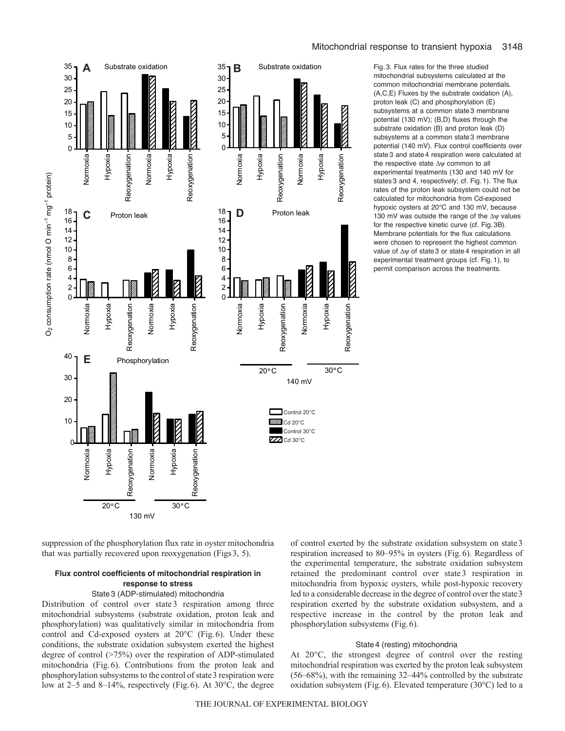Fig. 3. Flux rates for the three studied mitochondrial subsystems calculated at the common mitochondrial membrane potentials. (A,C,E) Fluxes by the substrate oxidation (A), proton leak (C) and phosphorylation (E) subsystems at a common state 3 membrane potential (130 mV); (B,D) fluxes through the substrate oxidation (B) and proton leak (D) subsystems at a common state 3 membrane potential (140 mV). Flux control coefficients over state 3 and state 4 respiration were calculated at the respective state $\Delta\psi$ common to all experimental treatments (130 and 140 mV for states 3 and 4, respectively; cf. Fig. 1). The flux rates of the proton leak subsystem could not be calculated for mitochondria from Cd-exposed hypoxic oysters at 20°C and 130 mV, because 130 mV was outside the range of the $\Delta\psi$ values for the respective kinetic curve (cf. Fig. 3B). Membrane potentials for the flux calculations were chosen to represent the highest common value of $\Delta\psi$ of state 3 or state 4 respiration in all experimental treatment groups (cf. Fig. 1), to permit comparison across the treatments.

suppression of the phosphorylation flux rate in oyster mitochondria that was partially recovered upon reoxygenation (Figs 3, 5).

### Flux control coefficients of mitochondrial respiration in response to stress

#### State 3 (ADP-stimulated) mitochondria

Distribution of control over state 3 respiration among three mitochondrial subsystems (substrate oxidation, proton leak and phosphorylation) was qualitatively similar in mitochondria from control and Cd-exposed oysters at 20°C (Fig. 6). Under these conditions, the substrate oxidation subsystem exerted the highest degree of control (>75%) over the respiration of ADP-stimulated mitochondria (Fig. 6). Contributions from the proton leak and phosphorylation subsystems to the control of state 3 respiration were low at 2–5 and 8–14%, respectively (Fig. 6). At 30°C, the degree of control exerted by the substrate oxidation subsystem on state 3 respiration increased to 80–95% in oysters (Fig. 6). Regardless of the experimental temperature, the substrate oxidation subsystem retained the predominant control over state 3 respiration in mitochondria from hypoxic oysters, while post-hypoxic recovery led to a considerable decrease in the degree of control over the state 3 respiration exerted by the substrate oxidation subsystem, and a respective increase in the control by the proton leak and phosphorylation subsystems (Fig. 6).

#### State 4 (resting) mitochondria

At 20°C, the strongest degree of control over the resting mitochondrial respiration was exerted by the proton leak subsystem (56–68%), with the remaining 32–44% controlled by the substrate oxidation subsystem (Fig. 6). Elevated temperature (30°C) led to a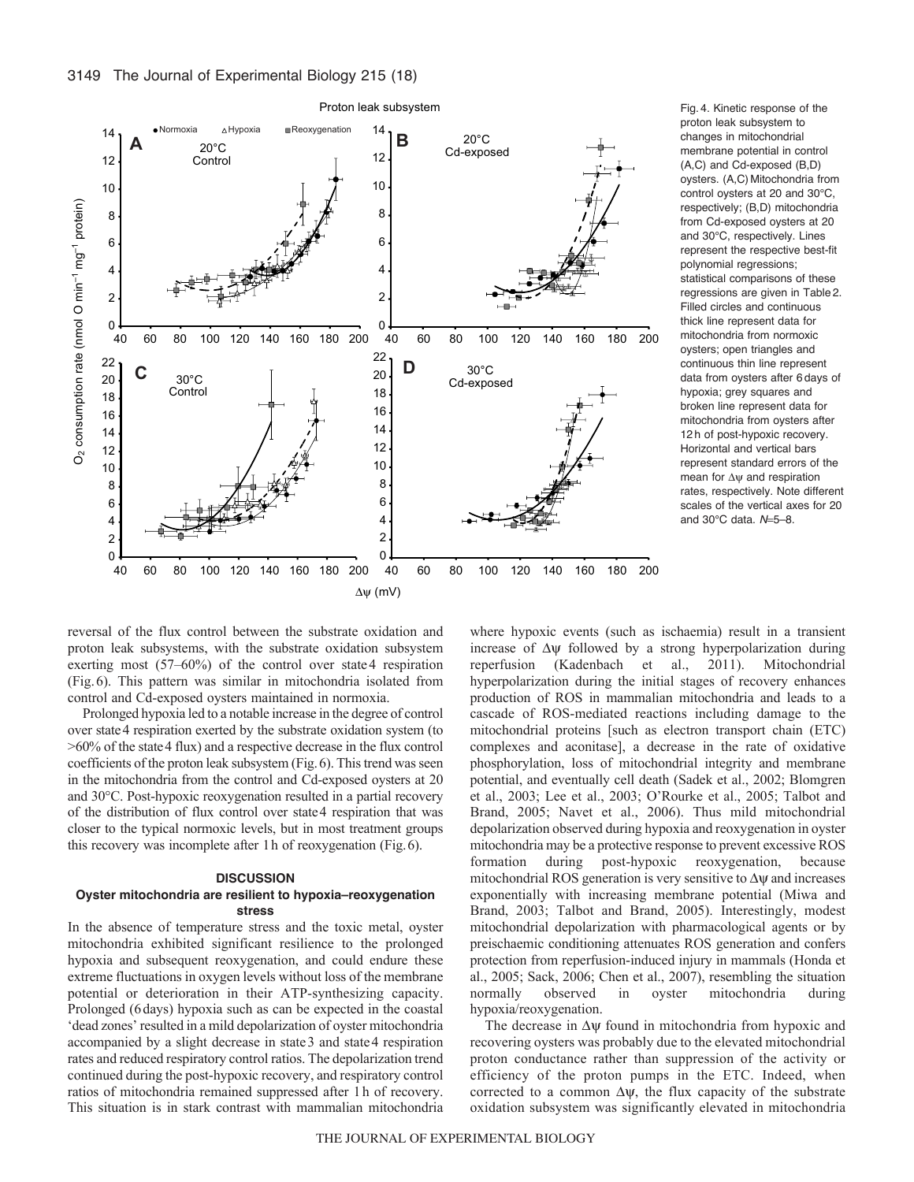Fig. 4. Kinetic response of the proton leak subsystem to changes in mitochondrial membrane potential in control (A,C) and Cd-exposed (B,D) oysters. (A,C) Mitochondria from control oysters at 20 and 30°C, respectively; (B,D) mitochondria from Cd-exposed oysters at 20 and 30°C, respectively. Lines represent the respective best-fit polynomial regressions; statistical comparisons of these regressions are given in Table 2. Filled circles and continuous thick line represent data for mitochondria from normoxic oysters; open triangles and continuous thin line represent data from oysters after 6 days of hypoxia; grey squares and broken line represent data for mitochondria from oysters after 12 h of post-hypoxic recovery. Horizontal and vertical bars represent standard errors of the mean for $\Delta\psi$ and respiration rates, respectively. Note different scales of the vertical axes for 20 and 30°C data. $N$=5–8.

reversal of the flux control between the substrate oxidation and proton leak subsystems, with the substrate oxidation subsystem exerting most (57–60%) of the control over state 4 respiration (Fig. 6). This pattern was similar in mitochondria isolated from control and Cd-exposed oysters maintained in normoxia.

Prolonged hypoxia led to a notable increase in the degree of control over state 4 respiration exerted by the substrate oxidation system (to >60% of the state 4 flux) and a respective decrease in the flux control coefficients of the proton leak subsystem (Fig. 6). This trend was seen in the mitochondria from the control and Cd-exposed oysters at 20 and 30°C. Post-hypoxic reoxygenation resulted in a partial recovery of the distribution of flux control over state 4 respiration that was closer to the typical normoxic levels, but in most treatment groups this recovery was incomplete after 1 h of reoxygenation (Fig. 6).

## DISCUSSION

### Oyster mitochondria are resilient to hypoxia–reoxygenation stress

In the absence of temperature stress and the toxic metal, oyster mitochondria exhibited significant resilience to the prolonged hypoxia and subsequent reoxygenation, and could endure these extreme fluctuations in oxygen levels without loss of the membrane potential or deterioration in their ATP-synthesizing capacity. Prolonged (6 days) hypoxia such as can be expected in the coastal 'dead zones' resulted in a mild depolarization of oyster mitochondria accompanied by a slight decrease in state 3 and state 4 respiration rates and reduced respiratory control ratios. The depolarization trend continued during the post-hypoxic recovery, and respiratory control ratios of mitochondria remained suppressed after 1 h of recovery. This situation is in stark contrast with mammalian mitochondria where hypoxic events (such as ischaemia) result in a transient increase of $\Delta\psi$ followed by a strong hyperpolarization during reperfusion (Kadenbach et al., 2011). Mitochondrial hyperpolarization during the initial stages of recovery enhances production of ROS in mammalian mitochondria and leads to a cascade of ROS-mediated reactions including damage to the mitochondrial proteins [such as electron transport chain (ETC) complexes and aconitase], a decrease in the rate of oxidative phosphorylation, loss of mitochondrial integrity and membrane potential, and eventually cell death (Sadek et al., 2002; Blomgren et al., 2003; Lee et al., 2003; O'Rourke et al., 2005; Talbot and Brand, 2005; Navet et al., 2006). Thus mild mitochondrial depolarization observed during hypoxia and reoxygenation in oyster mitochondria may be a protective response to prevent excessive ROS formation during post-hypoxic reoxygenation, because mitochondrial ROS generation is very sensitive to $\Delta\psi$ and increases exponentially with increasing membrane potential (Miwa and Brand, 2003; Talbot and Brand, 2005). Interestingly, modest mitochondrial depolarization with pharmacological agents or by preischaemic conditioning attenuates ROS generation and confers protection from reperfusion-induced injury in mammals (Honda et al., 2005; Sack, 2006; Chen et al., 2007), resembling the situation normally observed in oyster mitochondria during hypoxia/reoxygenation.

The decrease in $\Delta\psi$ found in mitochondria from hypoxic and recovering oysters was probably due to the elevated mitochondrial proton conductance rather than suppression of the activity or efficiency of the proton pumps in the ETC. Indeed, when corrected to a common $\Delta\psi$, the flux capacity of the substrate oxidation subsystem was significantly elevated in mitochondria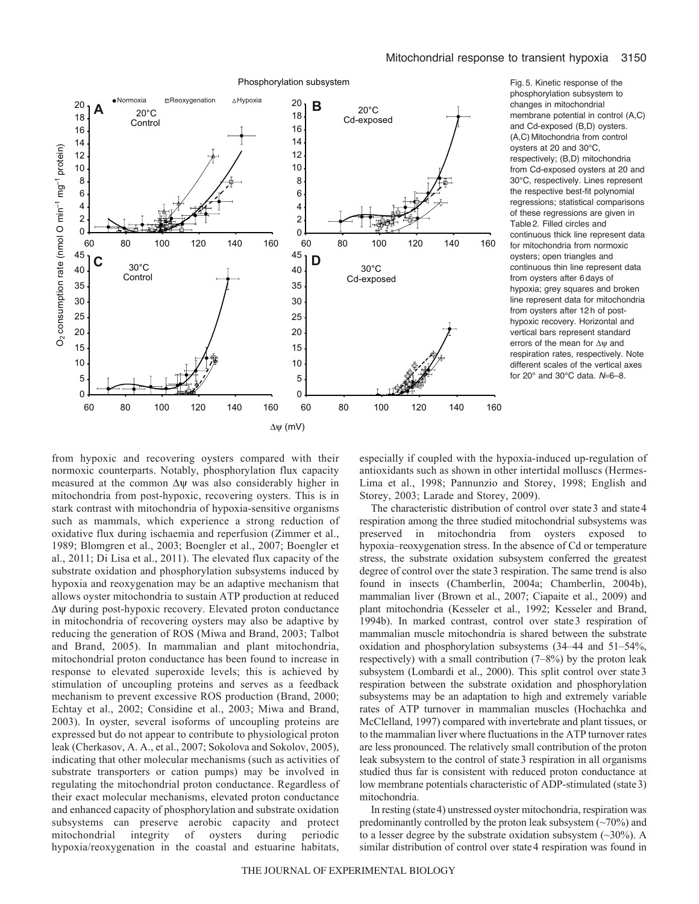Fig. 5. Kinetic response of the phosphorylation subsystem to changes in mitochondrial membrane potential in control (A,C) and Cd-exposed (B,D) oysters. (A,C) Mitochondria from control oysters at 20 and 30°C, respectively; (B,D) mitochondria from Cd-exposed oysters at 20 and 30°C, respectively. Lines represent the respective best-fit polynomial regressions; statistical comparisons of these regressions are given in Table 2. Filled circles and continuous thick line represent data for mitochondria from normoxic oysters; open triangles and continuous thin line represent data from oysters after 6 days of hypoxia; grey squares and broken line represent data for mitochondria from oysters after 12 h of post-hypoxic recovery. Horizontal and vertical bars represent standard errors of the mean for $\Delta\psi$ and respiration rates, respectively. Note different scales of the vertical axes for 20° and 30°C data. $N$=6–8.

from hypoxic and recovering oysters compared with their normoxic counterparts. Notably, phosphorylation flux capacity measured at the common $\Delta\psi$ was also considerably higher in mitochondria from post-hypoxic, recovering oysters. This is in stark contrast with mitochondria of hypoxia-sensitive organisms such as mammals, which experience a strong reduction of oxidative flux during ischaemia and reperfusion (Zimmer et al., 1989; Blomgren et al., 2003; Boengler et al., 2007; Boengler et al., 2011; Di Lisa et al., 2011). The elevated flux capacity of the substrate oxidation and phosphorylation subsystems induced by hypoxia and reoxygenation may be an adaptive mechanism that allows oyster mitochondria to sustain ATP production at reduced $\Delta\psi$ during post-hypoxic recovery. Elevated proton conductance in mitochondria of recovering oysters may also be adaptive by reducing the generation of ROS (Miwa and Brand, 2003; Talbot and Brand, 2005). In mammalian and plant mitochondria, mitochondrial proton conductance has been found to increase in response to elevated superoxide levels; this is achieved by stimulation of uncoupling proteins and serves as a feedback mechanism to prevent excessive ROS production (Brand, 2000; Echtay et al., 2002; Considine et al., 2003; Miwa and Brand, 2003). In oyster, several isoforms of uncoupling proteins are expressed but do not appear to contribute to physiological proton leak (Cherkasov, A. A., et al., 2007; Sokolova and Sokolov, 2005), indicating that other molecular mechanisms (such as activities of substrate transporters or cation pumps) may be involved in regulating the mitochondrial proton conductance. Regardless of their exact molecular mechanisms, elevated proton conductance and enhanced capacity of phosphorylation and substrate oxidation subsystems can preserve aerobic capacity and protect mitochondrial integrity of oysters during periodic hypoxia/reoxygenation in the coastal and estuarine habitats, especially if coupled with the hypoxia-induced up-regulation of antioxidants such as shown in other intertidal molluscs (Hermes-Lima et al., 1998; Pannunzio and Storey, 1998; English and Storey, 2003; Larade and Storey, 2009).

The characteristic distribution of control over state 3 and state 4 respiration among the three studied mitochondrial subsystems was preserved in mitochondria from oysters exposed to hypoxia–reoxygenation stress. In the absence of Cd or temperature stress, the substrate oxidation subsystem conferred the greatest degree of control over the state 3 respiration. The same trend is also found in insects (Chamberlin, 2004a; Chamberlin, 2004b), mammalian liver (Brown et al., 2007; Ciapaite et al., 2009) and plant mitochondria (Kesseler et al., 1992; Kesseler and Brand, 1994b). In marked contrast, control over state 3 respiration of mammalian muscle mitochondria is shared between the substrate oxidation and phosphorylation subsystems (34–44 and 51–54%, respectively) with a small contribution (7–8%) by the proton leak subsystem (Lombardi et al., 2000). This split control over state 3 respiration between the substrate oxidation and phosphorylation subsystems may be an adaptation to high and extremely variable rates of ATP turnover in mammalian muscles (Hochachka and McClelland, 1997) compared with invertebrate and plant tissues, or to the mammalian liver where fluctuations in the ATP turnover rates are less pronounced. The relatively small contribution of the proton leak subsystem to the control of state 3 respiration in all organisms studied thus far is consistent with reduced proton conductance at low membrane potentials characteristic of ADP-stimulated (state 3) mitochondria.

In resting (state 4) unstressed oyster mitochondria, respiration was predominantly controlled by the proton leak subsystem (~70%) and to a lesser degree by the substrate oxidation subsystem (~30%). A similar distribution of control over state 4 respiration was found in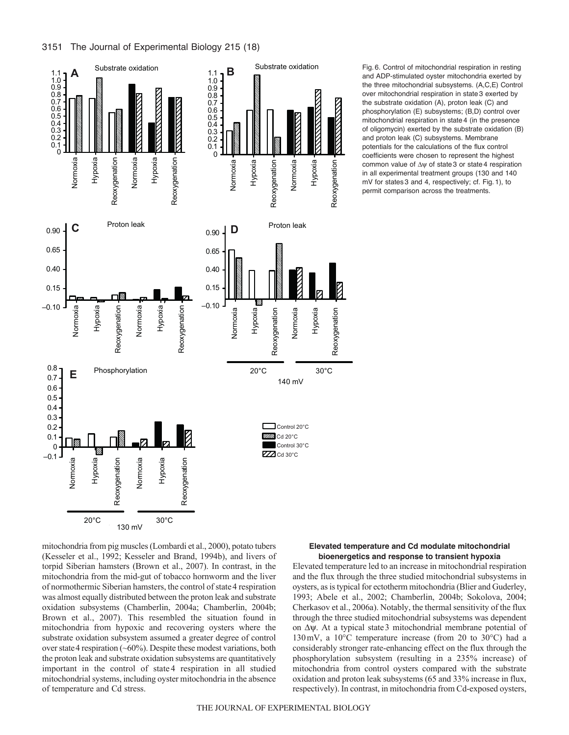Fig. 6. Control of mitochondrial respiration in resting and ADP-stimulated oyster mitochondria exerted by the three mitochondrial subsystems. (A,C,E) Control over mitochondrial respiration in state 3 exerted by the substrate oxidation (A), proton leak (C) and phosphorylation (E) subsystems; (B,D) control over mitochondrial respiration in state 4 (in the presence of oligomycin) exerted by the substrate oxidation (B) and proton leak (C) subsystems. Membrane potentials for the calculations of the flux control coefficients were chosen to represent the highest common value of $\Delta\psi$ of state 3 or state 4 respiration in all experimental treatment groups (130 and 140 mV for states 3 and 4, respectively; cf. Fig. 1), to permit comparison across the treatments.

mitochondria from pig muscles (Lombardi et al., 2000), potato tubers (Kesseler et al., 1992; Kesseler and Brand, 1994b), and livers of torpid Siberian hamsters (Brown et al., 2007). In contrast, in the mitochondria from the mid-gut of tobacco hornworm and the liver of normothermic Siberian hamsters, the control of state 4 respiration was almost equally distributed between the proton leak and substrate oxidation subsystems (Chamberlin, 2004a; Chamberlin, 2004b; Brown et al., 2007). This resembled the situation found in mitochondria from hypoxic and recovering oysters where the substrate oxidation subsystem assumed a greater degree of control over state 4 respiration (~60%). Despite these modest variations, both the proton leak and substrate oxidation subsystems are quantitatively important in the control of state 4 respiration in all studied mitochondrial systems, including oyster mitochondria in the absence of temperature and Cd stress.

### Elevated temperature and Cd modulate mitochondrial bioenergetics and response to transient hypoxia

Elevated temperature led to an increase in mitochondrial respiration and the flux through the three studied mitochondrial subsystems in oysters, as is typical for ectotherm mitochondria (Blier and Guderley, 1993; Abele et al., 2002; Chamberlin, 2004b; Sokolova, 2004; Cherkasov et al., 2006a). Notably, the thermal sensitivity of the flux through the three studied mitochondrial subsystems was dependent on $\Delta\psi$. At a typical state 3 mitochondrial membrane potential of 130 mV, a 10°C temperature increase (from 20 to 30°C) had a considerably stronger rate-enhancing effect on the flux through the phosphorylation subsystem (resulting in a 235% increase) of mitochondria from control oysters compared with the substrate oxidation and proton leak subsystems (65 and 33% increase in flux, respectively). In contrast, in mitochondria from Cd-exposed oysters,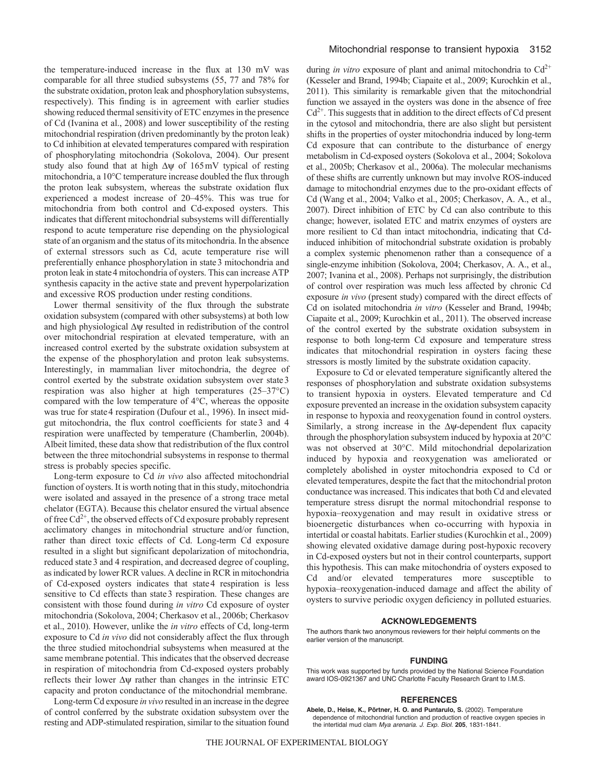the temperature-induced increase in the flux at 130 mV was comparable for all three studied subsystems (55, 77 and 78% for the substrate oxidation, proton leak and phosphorylation subsystems, respectively). This finding is in agreement with earlier studies showing reduced thermal sensitivity of ETC enzymes in the presence of Cd (Ivanina et al., 2008) and lower susceptibility of the resting mitochondrial respiration (driven predominantly by the proton leak) to Cd inhibition at elevated temperatures compared with respiration of phosphorylating mitochondria (Sokolova, 2004). Our present study also found that at high $\Delta\psi$ of 165 mV typical of resting mitochondria, a 10°C temperature increase doubled the flux through the proton leak subsystem, whereas the substrate oxidation flux experienced a modest increase of 20–45%. This was true for mitochondria from both control and Cd-exposed oysters. This indicates that different mitochondrial subsystems will differentially respond to acute temperature rise depending on the physiological state of an organism and the status of its mitochondria. In the absence of external stressors such as Cd, acute temperature rise will preferentially enhance phosphorylation in state 3 mitochondria and proton leak in state 4 mitochondria of oysters. This can increase ATP synthesis capacity in the active state and prevent hyperpolarization and excessive ROS production under resting conditions.

Lower thermal sensitivity of the flux through the substrate oxidation subsystem (compared with other subsystems) at both low and high physiological $\Delta\psi$ resulted in redistribution of the control over mitochondrial respiration at elevated temperature, with an increased control exerted by the substrate oxidation subsystem at the expense of the phosphorylation and proton leak subsystems. Interestingly, in mammalian liver mitochondria, the degree of control exerted by the substrate oxidation subsystem over state 3 respiration was also higher at high temperatures (25–37°C) compared with the low temperature of 4°C, whereas the opposite was true for state 4 respiration (Dufour et al., 1996). In insect mid-gut mitochondria, the flux control coefficients for state 3 and 4 respiration were unaffected by temperature (Chamberlin, 2004b). Albeit limited, these data show that redistribution of the flux control between the three mitochondrial subsystems in response to thermal stress is probably species specific.

Long-term exposure to Cd *in vivo* also affected mitochondrial function of oysters. It is worth noting that in this study, mitochondria were isolated and assayed in the presence of a strong trace metal chelator (EGTA). Because this chelator ensured the virtual absence of free $Cd^{2+}$, the observed effects of Cd exposure probably represent acclimatory changes in mitochondrial structure and/or function, rather than direct toxic effects of Cd. Long-term Cd exposure resulted in a slight but significant depolarization of mitochondria, reduced state 3 and 4 respiration, and decreased degree of coupling, as indicated by lower RCR values. A decline in RCR in mitochondria of Cd-exposed oysters indicates that state 4 respiration is less sensitive to Cd effects than state 3 respiration. These changes are consistent with those found during *in vitro* Cd exposure of oyster mitochondria (Sokolova, 2004; Cherkasov et al., 2006b; Cherkasov et al., 2010). However, unlike the *in vitro* effects of Cd, long-term exposure to Cd *in vivo* did not considerably affect the flux through the three studied mitochondrial subsystems when measured at the same membrane potential. This indicates that the observed decrease in respiration of mitochondria from Cd-exposed oysters probably reflects their lower $\Delta\psi$ rather than changes in the intrinsic ETC capacity and proton conductance of the mitochondrial membrane.

Long-term Cd exposure *in vivo* resulted in an increase in the degree of control conferred by the substrate oxidation subsystem over the resting and ADP-stimulated respiration, similar to the situation found during *in vitro* exposure of plant and animal mitochondria to $Cd^{2+}$ (Kesseler and Brand, 1994b; Ciapaite et al., 2009; Kurochkin et al., 2011). This similarity is remarkable given that the mitochondrial function we assayed in the oysters was done in the absence of free $Cd^{2+}$. This suggests that in addition to the direct effects of Cd present in the cytosol and mitochondria, there are also slight but persistent shifts in the properties of oyster mitochondria induced by long-term Cd exposure that can contribute to the disturbance of energy metabolism in Cd-exposed oysters (Sokolova et al., 2004; Sokolova et al., 2005b; Cherkasov et al., 2006a). The molecular mechanisms of these shifts are currently unknown but may involve ROS-induced damage to mitochondrial enzymes due to the pro-oxidant effects of Cd (Wang et al., 2004; Valko et al., 2005; Cherkasov, A. A., et al., 2007). Direct inhibition of ETC by Cd can also contribute to this change; however, isolated ETC and matrix enzymes of oysters are more resilient to Cd than intact mitochondria, indicating that Cd-induced inhibition of mitochondrial substrate oxidation is probably a complex systemic phenomenon rather than a consequence of a single-enzyme inhibition (Sokolova, 2004; Cherkasov, A. A., et al., 2007; Ivanina et al., 2008). Perhaps not surprisingly, the distribution of control over respiration was much less affected by chronic Cd exposure *in vivo* (present study) compared with the direct effects of Cd on isolated mitochondria *in vitro* (Kesseler and Brand, 1994b; Ciapaite et al., 2009; Kurochkin et al., 2011). The observed increase of the control exerted by the substrate oxidation subsystem in response to both long-term Cd exposure and temperature stress indicates that mitochondrial respiration in oysters facing these stressors is mostly limited by the substrate oxidation capacity.

Exposure to Cd or elevated temperature significantly altered the responses of phosphorylation and substrate oxidation subsystems to transient hypoxia in oysters. Elevated temperature and Cd exposure prevented an increase in the oxidation subsystem capacity in response to hypoxia and reoxygenation found in control oysters. Similarly, a strong increase in the $\Delta\psi$-dependent flux capacity through the phosphorylation subsystem induced by hypoxia at 20°C was not observed at 30°C. Mild mitochondrial depolarization induced by hypoxia and reoxygenation was ameliorated or completely abolished in oyster mitochondria exposed to Cd or elevated temperatures, despite the fact that the mitochondrial proton conductance was increased. This indicates that both Cd and elevated temperature stress disrupt the normal mitochondrial response to hypoxia–reoxygenation and may result in oxidative stress or bioenergetic disturbances when co-occurring with hypoxia in intertidal or coastal habitats. Earlier studies (Kurochkin et al., 2009) showing elevated oxidative damage during post-hypoxic recovery in Cd-exposed oysters but not in their control counterparts, support this hypothesis. This can make mitochondria of oysters exposed to Cd and/or elevated temperatures more susceptible to hypoxia–reoxygenation-induced damage and affect the ability of oysters to survive periodic oxygen deficiency in polluted estuaries.

## ACKNOWLEDGEMENTS

The authors thank two anonymous reviewers for their helpful comments on the earlier version of the manuscript.

## FUNDING

This work was supported by funds provided by the National Science Foundation award IOS-0921367 and UNC Charlotte Faculty Research Grant to I.M.S.

## REFERENCES

**Abele, D., Heise, K., Pörtner, H. O. and Puntarulo, S.** (2002). Temperature dependence of mitochondrial function and production of reactive oxygen species in the intertidal mud clam *Mya arenaria*. *J. Exp. Biol.* **205**, 1831-1841.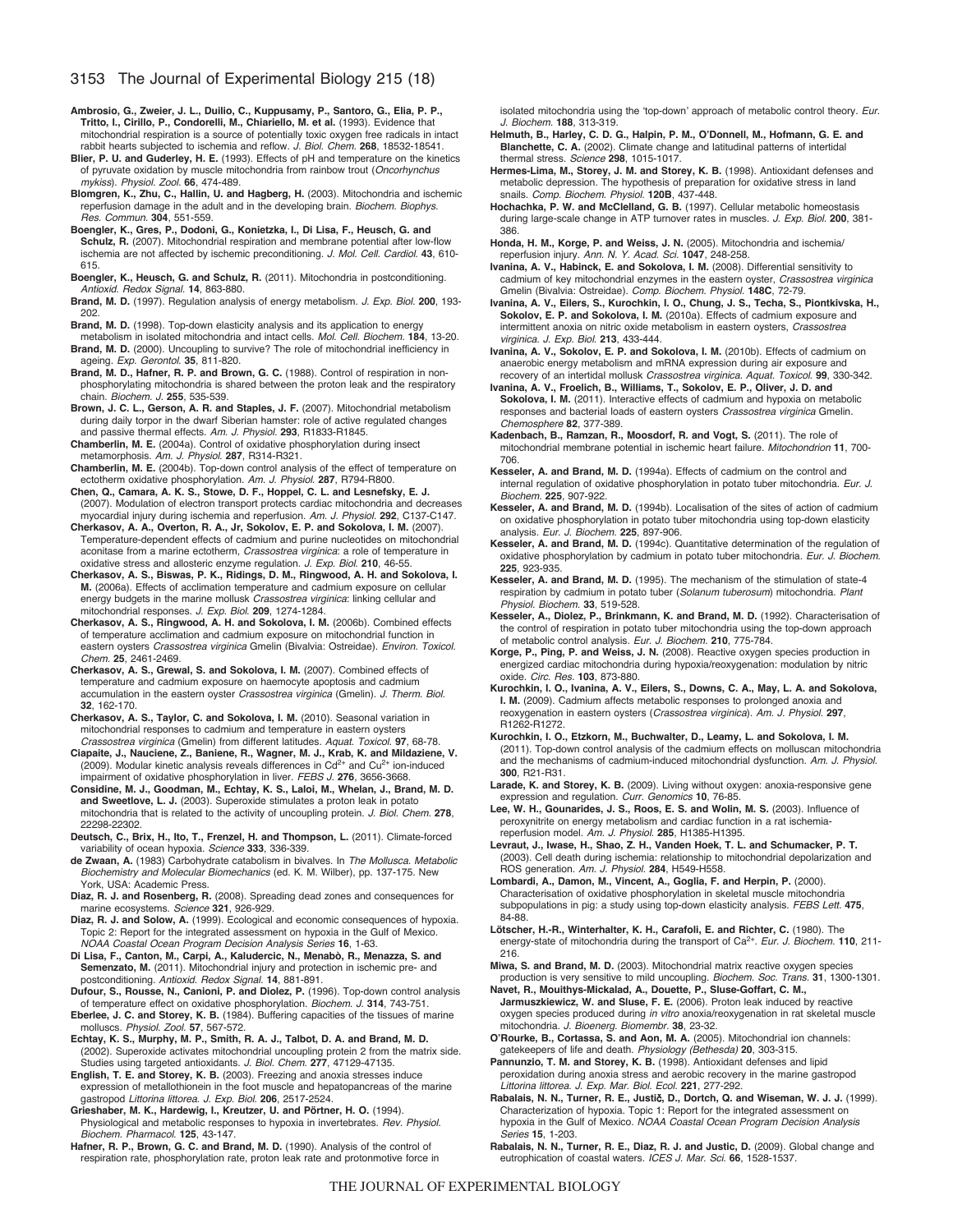**Ambrosio, G., Zweier, J. L., Duilio, C., Kuppusamy, P., Santoro, G., Elia, P. P., Tritto, I., Cirillo, P., Condorelli, M., Chiariello, M. et al.** (1993). Evidence that mitochondrial respiration is a source of potentially toxic oxygen free radicals in intact rabbit hearts subjected to ischemia and reflow. *J. Biol. Chem.* **268**, 18532-18541.

**Blier, P. U. and Guderley, H. E.** (1993). Effects of pH and temperature on the kinetics of pyruvate oxidation by muscle mitochondria from rainbow trout (*Oncorhynchus mykiss*). *Physiol. Zool.* **66**, 474-489.

**Blomgren, K., Zhu, C., Hallin, U. and Hagberg, H.** (2003). Mitochondria and ischemic reperfusion damage in the adult and in the developing brain. *Biochem. Biophys. Res. Commun.* **304**, 551-559.

**Boengler, K., Gres, P., Dodoni, G., Konietzka, I., Di Lisa, F., Heusch, G. and Schulz, R.** (2007). Mitochondrial respiration and membrane potential after low-flow ischemia are not affected by ischemic preconditioning. *J. Mol. Cell. Cardiol.* **43**, 610-615.

**Boengler, K., Heusch, G. and Schulz, R.** (2011). Mitochondria in postconditioning. *Antioxid. Redox Signal.* **14**, 863-880.

**Brand, M. D.** (1997). Regulation analysis of energy metabolism. *J. Exp. Biol.* **200**, 193-202.

**Brand, M. D.** (1998). Top-down elasticity analysis and its application to energy metabolism in isolated mitochondria and intact cells. *Mol. Cell. Biochem.* **184**, 13-20.

**Brand, M. D.** (2000). Uncoupling to survive? The role of mitochondrial inefficiency in ageing. *Exp. Gerontol.* **35**, 811-820.

**Brand, M. D., Hafner, R. P. and Brown, G. C.** (1988). Control of respiration in non-phosphorylating mitochondria is shared between the proton leak and the respiratory chain. *Biochem. J.* **255**, 535-539.

**Brown, J. C. L., Gerson, A. R. and Staples, J. F.** (2007). Mitochondrial metabolism during daily torpor in the dwarf Siberian hamster: role of active regulated changes and passive thermal effects. *Am. J. Physiol.* **293**, R1833-R1845.

**Chamberlin, M. E.** (2004a). Control of oxidative phosphorylation during insect metamorphosis. *Am. J. Physiol.* **287**, R314-R321.

**Chamberlin, M. E.** (2004b). Top-down control analysis of the effect of temperature on ectotherm oxidative phosphorylation. *Am. J. Physiol.* **287**, R794-R800.

**Chen, Q., Camara, A. K. S., Stowe, D. F., Hoppel, C. L. and Lesnefsky, E. J.** (2007). Modulation of electron transport protects cardiac mitochondria and decreases myocardial injury during ischemia and reperfusion. *Am. J. Physiol.* **292**, C137-C147.

**Cherkasov, A. A., Overton, R. A., Jr, Sokolov, E. P. and Sokolova, I. M.** (2007). Temperature-dependent effects of cadmium and purine nucleotides on mitochondrial aconitase from a marine ectotherm, *Crassostrea virginica*: a role of temperature in oxidative stress and allosteric enzyme regulation. *J. Exp. Biol.* **210**, 46-55.

**Cherkasov, A. S., Biswas, P. K., Ridings, D. M., Ringwood, A. H. and Sokolova, I. M.** (2006a). Effects of acclimation temperature and cadmium exposure on cellular energy budgets in the marine mollusk *Crassostrea virginica*: linking cellular and mitochondrial responses. *J. Exp. Biol.* **209**, 1274-1284.

**Cherkasov, A. S., Ringwood, A. H. and Sokolova, I. M.** (2006b). Combined effects of temperature acclimation and cadmium exposure on mitochondrial function in eastern oysters *Crassostrea virginica* Gmelin (Bivalvia: Ostreidae). *Environ. Toxicol. Chem.* **25**, 2461-2469.

**Cherkasov, A. S., Grewal, S. and Sokolova, I. M.** (2007). Combined effects of temperature and cadmium exposure on haemocyte apoptosis and cadmium accumulation in the eastern oyster *Crassostrea virginica* (Gmelin). *J. Therm. Biol.* **32**, 162-170.

**Cherkasov, A. S., Taylor, C. and Sokolova, I. M.** (2010). Seasonal variation in mitochondrial responses to cadmium and temperature in eastern oysters *Crassostrea virginica* (Gmelin) from different latitudes. *Aquat. Toxicol.* **97**, 68-78.

**Ciapaite, J., Nauciene, Z., Baniene, R., Wagner, M. J., Krab, K. and Mildaziene, V.** (2009). Modular kinetic analysis reveals differences in $Cd^{2+}$ and $Cu^{2+}$ ion-induced impairment of oxidative phosphorylation in liver. *FEBS J.* **276**, 3656-3668.

**Considine, M. J., Goodman, M., Echtay, K. S., Laloi, M., Whelan, J., Brand, M. D. and Sweetlove, L. J.** (2003). Superoxide stimulates a proton leak in potato mitochondria that is related to the activity of uncoupling protein. *J. Biol. Chem.* **278**, 22298-22302.

**Deutsch, C., Brix, H., Ito, T., Frenzel, H. and Thompson, L.** (2011). Climate-forced variability of ocean hypoxia. *Science* **333**, 336-339.

**de Zwaan, A.** (1983) Carbohydrate catabolism in bivalves. In *The Mollusca. Metabolic Biochemistry and Molecular Biomechanics* (ed. K. M. Wilber), pp. 137-175. New York, USA: Academic Press.

**Diaz, R. J. and Rosenberg, R.** (2008). Spreading dead zones and consequences for marine ecosystems. *Science* **321**, 926-929.

**Diaz, R. J. and Solow, A.** (1999). Ecological and economic consequences of hypoxia. Topic 2: Report for the integrated assessment on hypoxia in the Gulf of Mexico. *NOAA Coastal Ocean Program Decision Analysis Series* **16**, 1-63.

**Di Lisa, F., Canton, M., Carpi, A., Kaludercic, N., Menabò, R., Menazza, S. and Semenzato, M.** (2011). Mitochondrial injury and protection in ischemic pre- and postconditioning. *Antioxid. Redox Signal.* **14**, 881-891.

**Dufour, S., Rousse, N., Canioni, P. and Diolez, P.** (1996). Top-down control analysis of temperature effect on oxidative phosphorylation. *Biochem. J.* **314**, 743-751.

**Eberlee, J. C. and Storey, K. B.** (1984). Buffering capacities of the tissues of marine molluscs. *Physiol. Zool.* **57**, 567-572.

**Echtay, K. S., Murphy, M. P., Smith, R. A. J., Talbot, D. A. and Brand, M. D.** (2002). Superoxide activates mitochondrial uncoupling protein 2 from the matrix side. Studies using targeted antioxidants. *J. Biol. Chem.* **277**, 47129-47135.

**English, T. E. and Storey, K. B.** (2003). Freezing and anoxia stresses induce expression of metallothionein in the foot muscle and hepatopancreas of the marine gastropod *Littorina littorea*. *J. Exp. Biol.* **206**, 2517-2524.

**Grieshaber, M. K., Hardewig, I., Kreutzer, U. and Pörtner, H. O.** (1994). Physiological and metabolic responses to hypoxia in invertebrates. *Rev. Physiol. Biochem. Pharmacol.* **125**, 43-147.

**Hafner, R. P., Brown, G. C. and Brand, M. D.** (1990). Analysis of the control of respiration rate, phosphorylation rate, proton leak rate and protonmotive force in isolated mitochondria using the 'top-down' approach of metabolic control theory. *Eur. J. Biochem.* **188**, 313-319.

**Helmuth, B., Harley, C. D. G., Halpin, P. M., O'Donnell, M., Hofmann, G. E. and Blanchette, C. A.** (2002). Climate change and latitudinal patterns of intertidal thermal stress. *Science* **298**, 1015-1017.

**Hermes-Lima, M., Storey, J. M. and Storey, K. B.** (1998). Antioxidant defenses and metabolic depression. The hypothesis of preparation for oxidative stress in land snails. *Comp. Biochem. Physiol.* **120B**, 437-448.

**Hochachka, P. W. and McClelland, G. B.** (1997). Cellular metabolic homeostasis during large-scale change in ATP turnover rates in muscles. *J. Exp. Biol.* **200**, 381-386.

**Honda, H. M., Korge, P. and Weiss, J. N.** (2005). Mitochondria and ischemia/reperfusion injury. *Ann. N. Y. Acad. Sci.* **1047**, 248-258.

**Ivanina, A. V., Habinck, E. and Sokolova, I. M.** (2008). Differential sensitivity to cadmium of key mitochondrial enzymes in the eastern oyster, *Crassostrea virginica* Gmelin (Bivalvia: Ostreidae). *Comp. Biochem. Physiol.* **148C**, 72-79.

**Ivanina, A. V., Eilers, S., Kurochkin, I. O., Chung, J. S., Techa, S., Piontkivska, H., Sokolov, E. P. and Sokolova, I. M.** (2010a). Effects of cadmium exposure and intermittent anoxia on nitric oxide metabolism in eastern oysters, *Crassostrea virginica*. *J. Exp. Biol.* **213**, 433-444.

**Ivanina, A. V., Sokolov, E. P. and Sokolova, I. M.** (2010b). Effects of cadmium on anaerobic energy metabolism and mRNA expression during air exposure and recovery of an intertidal mollusk *Crassostrea virginica*. *Aquat. Toxicol.* **99**, 330-342.

**Ivanina, A. V., Froelich, B., Williams, T., Sokolov, E. P., Oliver, J. D. and Sokolova, I. M.** (2011). Interactive effects of cadmium and hypoxia on metabolic responses and bacterial loads of eastern oysters *Crassostrea virginica* Gmelin. *Chemosphere* **82**, 377-389.

**Kadenbach, B., Ramzan, R., Moosdorf, R. and Vogt, S.** (2011). The role of mitochondrial membrane potential in ischemic heart failure. *Mitochondrion* **11**, 700-706.

**Kesseler, A. and Brand, M. D.** (1994a). Effects of cadmium on the control and internal regulation of oxidative phosphorylation in potato tuber mitochondria. *Eur. J. Biochem.* **225**, 907-922.

**Kesseler, A. and Brand, M. D.** (1994b). Localisation of the sites of action of cadmium on oxidative phosphorylation in potato tuber mitochondria using top-down elasticity analysis. *Eur. J. Biochem.* **225**, 897-906.

**Kesseler, A. and Brand, M. D.** (1994c). Quantitative determination of the regulation of oxidative phosphorylation by cadmium in potato tuber mitochondria. *Eur. J. Biochem.* **225**, 923-935.

**Kesseler, A. and Brand, M. D.** (1995). The mechanism of the stimulation of state-4 respiration by cadmium in potato tuber (*Solanum tuberosum*) mitochondria. *Plant Physiol. Biochem.* **33**, 519-528.

**Kesseler, A., Diolez, P., Brinkmann, K. and Brand, M. D.** (1992). Characterisation of the control of respiration in potato tuber mitochondria using the top-down approach of metabolic control analysis. *Eur. J. Biochem.* **210**, 775-784.

**Korge, P., Ping, P. and Weiss, J. N.** (2008). Reactive oxygen species production in energized cardiac mitochondria during hypoxia/reoxygenation: modulation by nitric oxide. *Circ. Res.* **103**, 873-880.

**Kurochkin, I. O., Ivanina, A. V., Eilers, S., Downs, C. A., May, L. A. and Sokolova, I. M.** (2009). Cadmium affects metabolic responses to prolonged anoxia and reoxygenation in eastern oysters (*Crassostrea virginica*). *Am. J. Physiol.* **297**, R1262-R1272.

**Kurochkin, I. O., Etzkorn, M., Buchwalter, D., Leamy, L. and Sokolova, I. M.** (2011). Top-down control analysis of the cadmium effects on molluscan mitochondria and the mechanisms of cadmium-induced mitochondrial dysfunction. *Am. J. Physiol.* **300**, R21-R31.

**Larade, K. and Storey, K. B.** (2009). Living without oxygen: anoxia-responsive gene expression and regulation. *Curr. Genomics* **10**, 76-85.

**Lee, W. H., Gounarides, J. S., Roos, E. S. and Wolin, M. S.** (2003). Influence of peroxynitrite on energy metabolism and cardiac function in a rat ischemia-reperfusion model. *Am. J. Physiol.* **285**, H1385-H1395.

**Levraut, J., Iwase, H., Shao, Z. H., Vanden Hoek, T. L. and Schumacker, P. T.** (2003). Cell death during ischemia: relationship to mitochondrial depolarization and ROS generation. *Am. J. Physiol.* **284**, H549-H558.

**Lombardi, A., Damon, M., Vincent, A., Goglia, F. and Herpin, P.** (2000). Characterisation of oxidative phosphorylation in skeletal muscle mitochondria subpopulations in pig: a study using top-down elasticity analysis. *FEBS Lett.* **475**, 84-88.

**Lötscher, H.-R., Winterhalter, K. H., Carafoli, E. and Richter, C.** (1980). The energy-state of mitochondria during the transport of $Ca^{2+}$. *Eur. J. Biochem.* **110**, 211-216.

**Miwa, S. and Brand, M. D.** (2003). Mitochondrial matrix reactive oxygen species production is very sensitive to mild uncoupling. *Biochem. Soc. Trans.* **31**, 1300-1301.

**Navet, R., Mouithys-Mickalad, A., Douette, P., Sluse-Goffart, C. M., Jarmuszkiewicz, W. and Sluse, F. E.** (2006). Proton leak induced by reactive oxygen species produced during *in vitro* anoxia/reoxygenation in rat skeletal muscle mitochondria. *J. Bioenerg. Biomembr.* **38**, 23-32.

**O'Rourke, B., Cortassa, S. and Aon, M. A.** (2005). Mitochondrial ion channels: gatekeepers of life and death. *Physiology (Bethesda)* **20**, 303-315.

**Pannunzio, T. M. and Storey, K. B.** (1998). Antioxidant defenses and lipid peroxidation during anoxia stress and aerobic recovery in the marine gastropod *Littorina littorea*. *J. Exp. Mar. Biol. Ecol.* **221**, 277-292.

**Rabalais, N. N., Turner, R. E., Justič, D., Dortch, Q. and Wiseman, W. J. J.** (1999). Characterization of hypoxia. Topic 1: Report for the integrated assessment on hypoxia in the Gulf of Mexico. *NOAA Coastal Ocean Program Decision Analysis Series* **15**, 1-203.

**Rabalais, N. N., Turner, R. E., Diaz, R. J. and Justic, D.** (2009). Global change and eutrophication of coastal waters. *ICES J. Mar. Sci.* **66**, 1528-1537.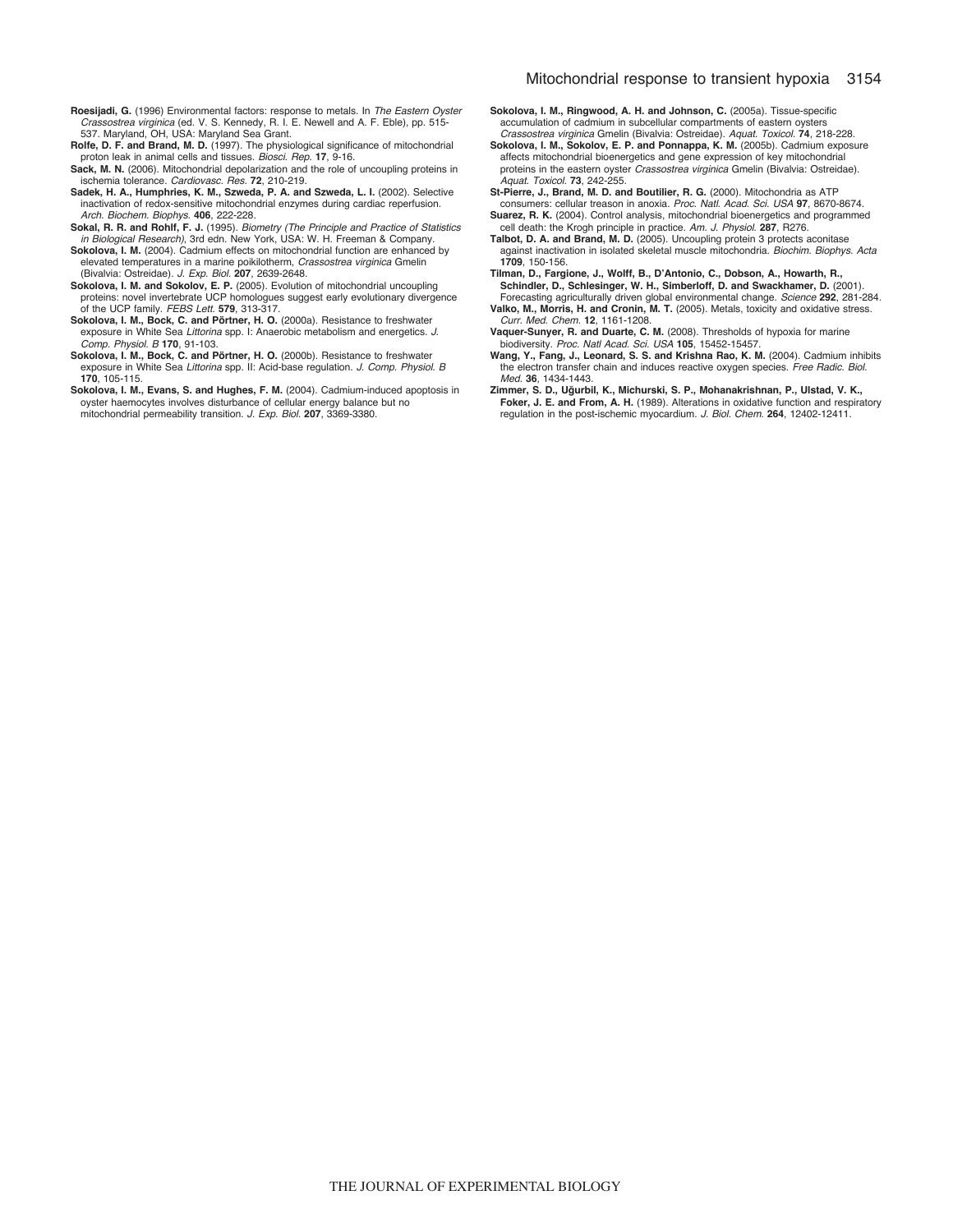**Roesijadi, G.** (1996) Environmental factors: response to metals. In *The Eastern Oyster Crassostrea virginica* (ed. V. S. Kennedy, R. I. E. Newell and A. F. Eble), pp. 515-537. Maryland, OH, USA: Maryland Sea Grant.

**Rolfe, D. F. and Brand, M. D.** (1997). The physiological significance of mitochondrial proton leak in animal cells and tissues. *Biosci. Rep.* **17**, 9-16.

**Sack, M. N.** (2006). Mitochondrial depolarization and the role of uncoupling proteins in ischemia tolerance. *Cardiovasc. Res.* **72**, 210-219.

**Sadek, H. A., Humphries, K. M., Szweda, P. A. and Szweda, L. I.** (2002). Selective inactivation of redox-sensitive mitochondrial enzymes during cardiac reperfusion. *Arch. Biochem. Biophys.* **406**, 222-228.

**Sokal, R. R. and Rohlf, F. J.** (1995). *Biometry (The Principle and Practice of Statistics in Biological Research)*, 3rd edn. New York, USA: W. H. Freeman & Company.

**Sokolova, I. M.** (2004). Cadmium effects on mitochondrial function are enhanced by elevated temperatures in a marine poikilotherm, *Crassostrea virginica* Gmelin (Bivalvia: Ostreidae). *J. Exp. Biol.* **207**, 2639-2648.

**Sokolova, I. M. and Sokolov, E. P.** (2005). Evolution of mitochondrial uncoupling proteins: novel invertebrate UCP homologues suggest early evolutionary divergence of the UCP family. *FEBS Lett.* **579**, 313-317.

**Sokolova, I. M., Bock, C. and Pörtner, H. O.** (2000a). Resistance to freshwater exposure in White Sea *Littorina* spp. I: Anaerobic metabolism and energetics. *J. Comp. Physiol. B* **170**, 91-103.

**Sokolova, I. M., Bock, C. and Pörtner, H. O.** (2000b). Resistance to freshwater exposure in White Sea *Littorina* spp. II: Acid-base regulation. *J. Comp. Physiol. B* **170**, 105-115.

**Sokolova, I. M., Evans, S. and Hughes, F. M.** (2004). Cadmium-induced apoptosis in oyster haemocytes involves disturbance of cellular energy balance but no mitochondrial permeability transition. *J. Exp. Biol.* **207**, 3369-3380.

**Sokolova, I. M., Ringwood, A. H. and Johnson, C.** (2005a). Tissue-specific accumulation of cadmium in subcellular compartments of eastern oysters *Crassostrea virginica* Gmelin (Bivalvia: Ostreidae). *Aquat. Toxicol.* **74**, 218-228.

**Sokolova, I. M., Sokolov, E. P. and Ponnappa, K. M.** (2005b). Cadmium exposure affects mitochondrial bioenergetics and gene expression of key mitochondrial proteins in the eastern oyster *Crassostrea virginica* Gmelin (Bivalvia: Ostreidae). *Aquat. Toxicol.* **73**, 242-255.

**St-Pierre, J., Brand, M. D. and Boutilier, R. G.** (2000). Mitochondria as ATP consumers: cellular treason in anoxia. *Proc. Natl. Acad. Sci. USA* **97**, 8670-8674.

**Suarez, R. K.** (2004). Control analysis, mitochondrial bioenergetics and programmed cell death: the Krogh principle in practice. *Am. J. Physiol.* **287**, R276.

**Talbot, D. A. and Brand, M. D.** (2005). Uncoupling protein 3 protects aconitase against inactivation in isolated skeletal muscle mitochondria. *Biochim. Biophys. Acta* **1709**, 150-156.

**Tilman, D., Fargione, J., Wolff, B., D'Antonio, C., Dobson, A., Howarth, R., Schindler, D., Schlesinger, W. H., Simberloff, D. and Swackhamer, D.** (2001). Forecasting agriculturally driven global environmental change. *Science* **292**, 281-284.

**Valko, M., Morris, H. and Cronin, M. T.** (2005). Metals, toxicity and oxidative stress. *Curr. Med. Chem.* **12**, 1161-1208.

**Vaquer-Sunyer, R. and Duarte, C. M.** (2008). Thresholds of hypoxia for marine biodiversity. *Proc. Natl Acad. Sci. USA* **105**, 15452-15457.

**Wang, Y., Fang, J., Leonard, S. S. and Krishna Rao, K. M.** (2004). Cadmium inhibits the electron transfer chain and induces reactive oxygen species. *Free Radic. Biol. Med.* **36**, 1434-1443.

**Zimmer, S. D., Uğurbil, K., Michurski, S. P., Mohanakrishnan, P., Ulstad, V. K., Foker, J. E. and From, A. H.** (1989). Alterations in oxidative function and respiratory regulation in the post-ischemic myocardium. *J. Biol. Chem.* **264**, 12402-12411.